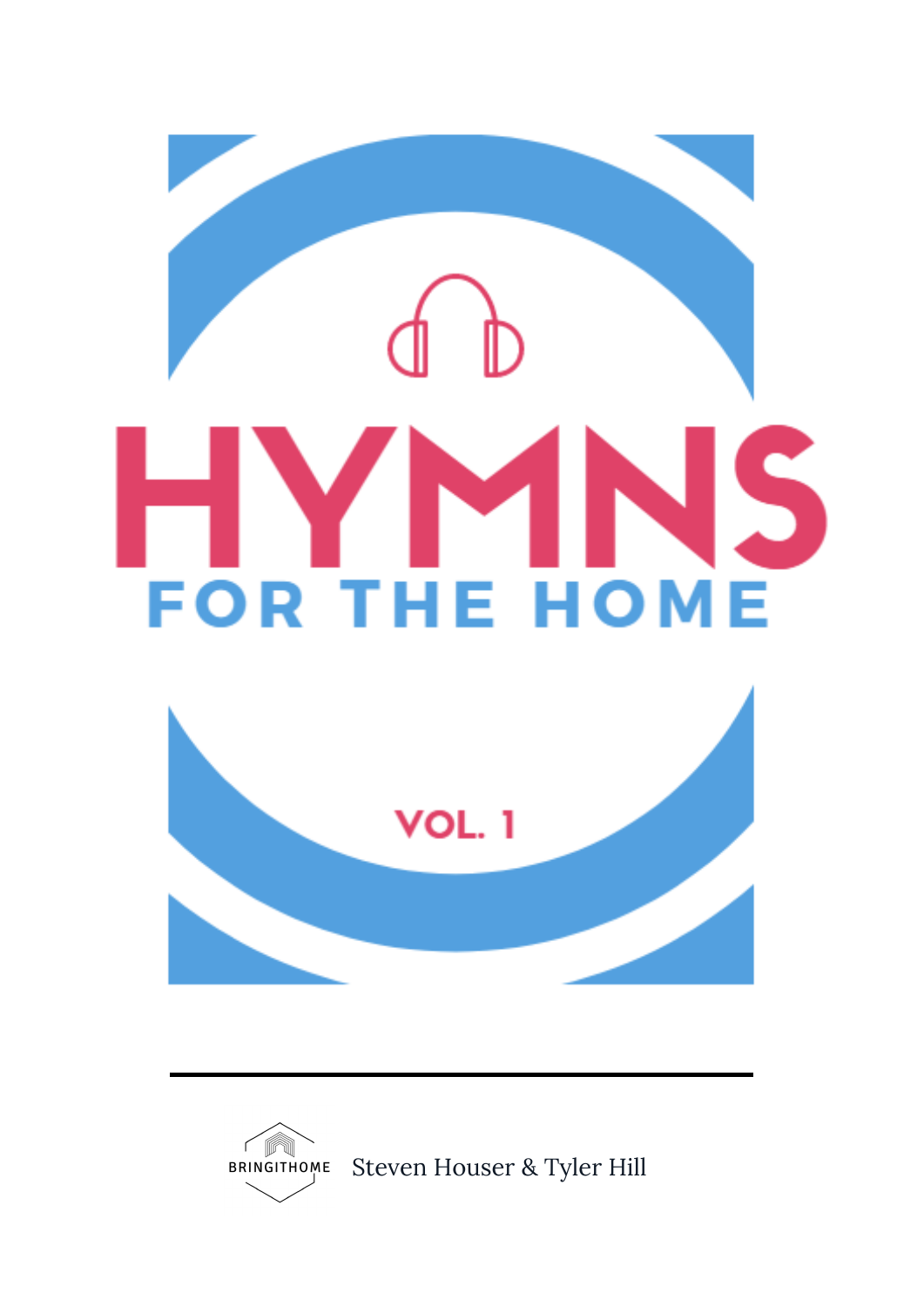# HYMNS

## FOR THE HOME

VOL. 1

---

BRINGITHOME Steven Houser & Tyler Hill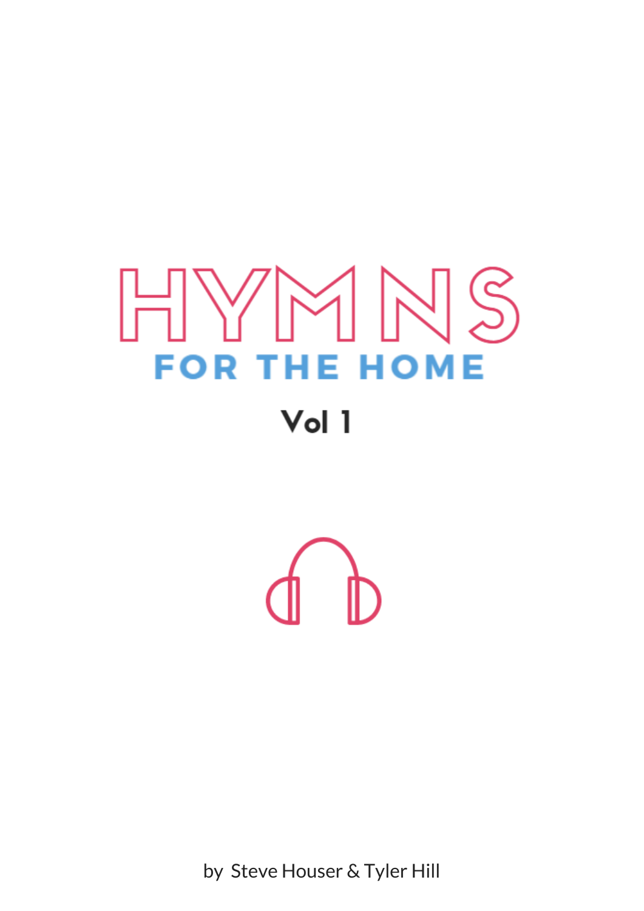# HYMNS

## FOR THE HOME

### Vol 1

by Steve Houser & Tyler Hill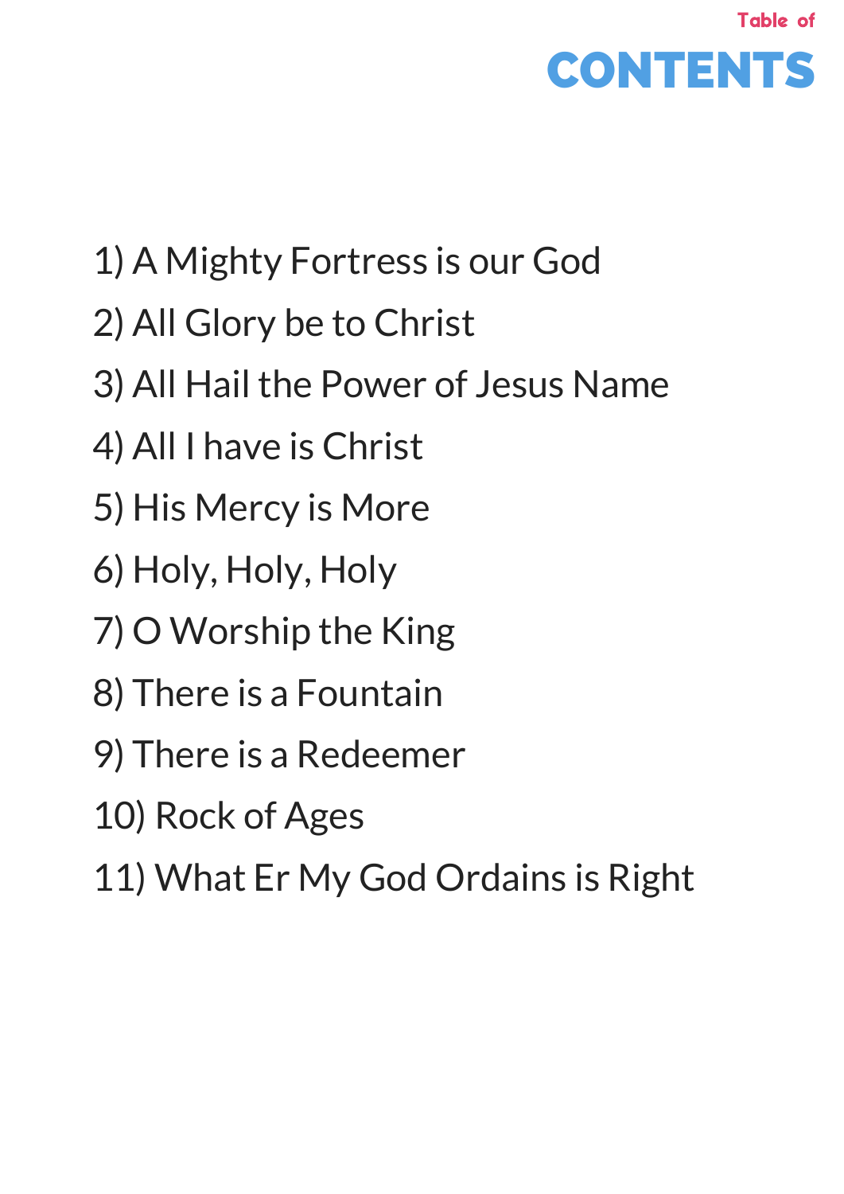# Table of CONTENTS

1) A Mighty Fortress is our God
2) All Glory be to Christ
3) All Hail the Power of Jesus Name
4) All I have is Christ
5) His Mercy is More
6) Holy, Holy, Holy
7) O Worship the King
8) There is a Fountain
9) There is a Redeemer
10) Rock of Ages
11) What Er My God Ordains is Right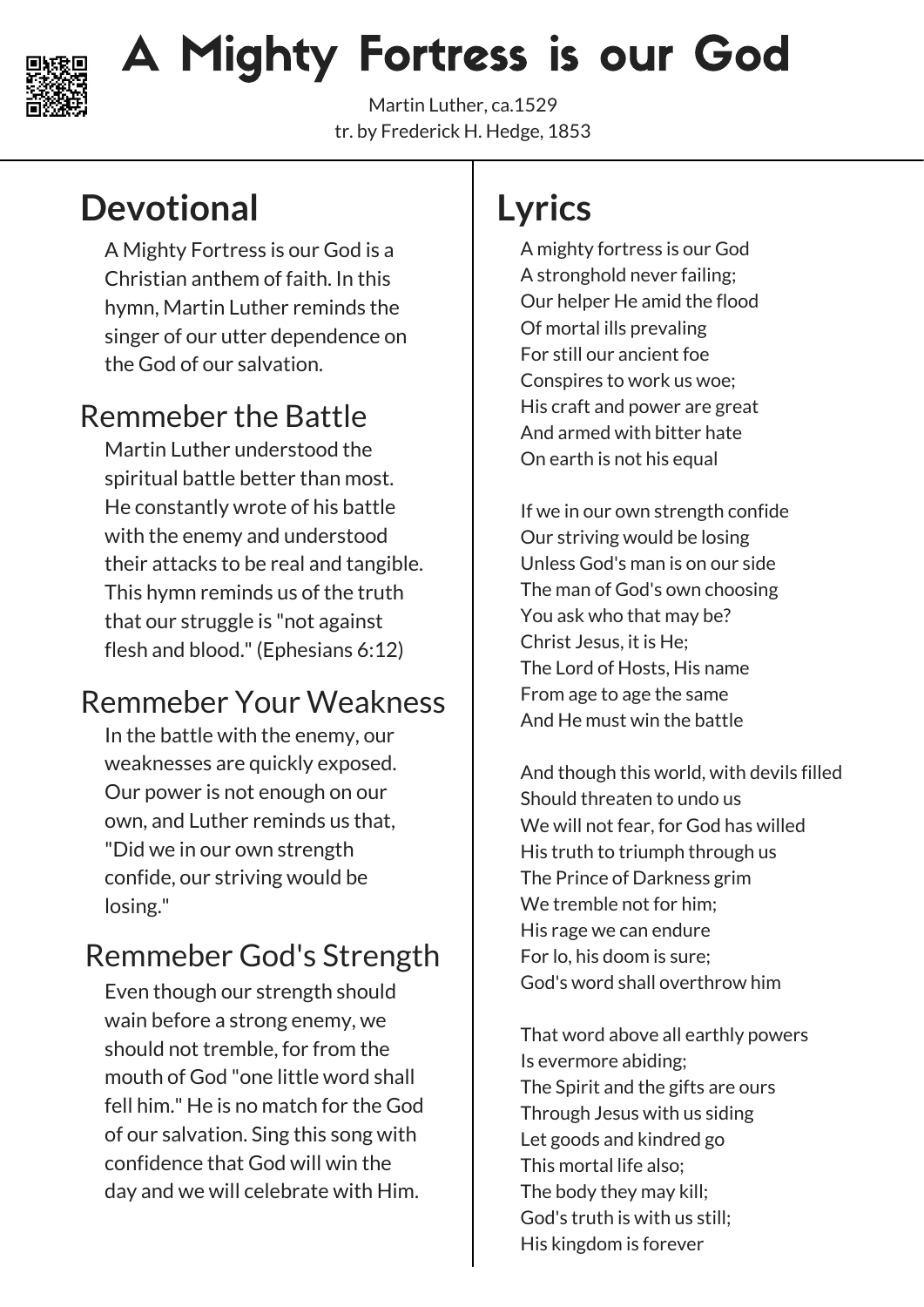# A Mighty Fortress is our God

Martin Luther, ca.1529
tr. by Frederick H. Hedge, 1853

## Devotional

A Mighty Fortress is our God is a Christian anthem of faith. In this hymn, Martin Luther reminds the singer of our utter dependence on the God of our salvation.

### Remmeber the Battle

Martin Luther understood the spiritual battle better than most. He constantly wrote of his battle with the enemy and understood their attacks to be real and tangible. This hymn reminds us of the truth that our struggle is "not against flesh and blood." (Ephesians 6:12)

### Remmeber Your Weakness

In the battle with the enemy, our weaknesses are quickly exposed. Our power is not enough on our own, and Luther reminds us that, "Did we in our own strength confide, our striving would be losing."

### Remmeber God's Strength

Even though our strength should wain before a strong enemy, we should not tremble, for from the mouth of God "one little word shall fell him." He is no match for the God of our salvation. Sing this song with confidence that God will win the day and we will celebrate with Him.

## Lyrics

A mighty fortress is our God
A stronghold never failing;
Our helper He amid the flood
Of mortal ills prevaling
For still our ancient foe
Conspires to work us woe;
His craft and power are great
And armed with bitter hate
On earth is not his equal

If we in our own strength confide
Our striving would be losing
Unless God's man is on our side
The man of God's own choosing
You ask who that may be?
Christ Jesus, it is He;
The Lord of Hosts, His name
From age to age the same
And He must win the battle

And though this world, with devils filled
Should threaten to undo us
We will not fear, for God has willed
His truth to triumph through us
The Prince of Darkness grim
We tremble not for him;
His rage we can endure
For lo, his doom is sure;
God's word shall overthrow him

That word above all earthly powers
Is evermore abiding;
The Spirit and the gifts are ours
Through Jesus with us siding
Let goods and kindred go
This mortal life also;
The body they may kill;
God's truth is with us still;
His kingdom is forever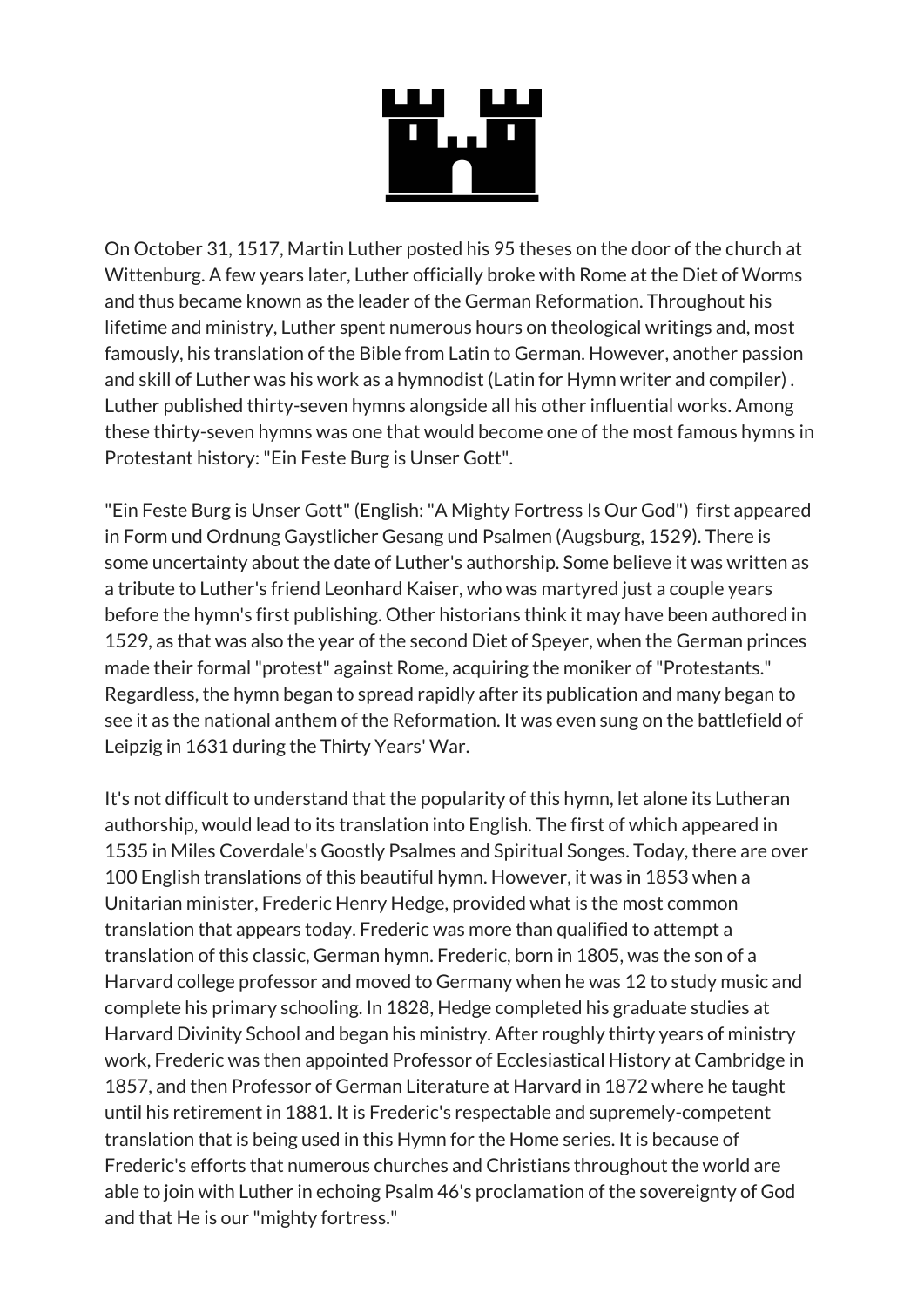On October 31, 1517, Martin Luther posted his 95 theses on the door of the church at Wittenburg. A few years later, Luther officially broke with Rome at the Diet of Worms and thus became known as the leader of the German Reformation. Throughout his lifetime and ministry, Luther spent numerous hours on theological writings and, most famously, his translation of the Bible from Latin to German. However, another passion and skill of Luther was his work as a hymnodist (Latin for Hymn writer and compiler) . Luther published thirty-seven hymns alongside all his other influential works. Among these thirty-seven hymns was one that would become one of the most famous hymns in Protestant history: "Ein Feste Burg is Unser Gott".

"Ein Feste Burg is Unser Gott" (English: "A Mighty Fortress Is Our God") first appeared in Form und Ordnung Gaystlicher Gesang und Psalmen (Augsburg, 1529). There is some uncertainty about the date of Luther's authorship. Some believe it was written as a tribute to Luther's friend Leonhard Kaiser, who was martyred just a couple years before the hymn's first publishing. Other historians think it may have been authored in 1529, as that was also the year of the second Diet of Speyer, when the German princes made their formal "protest" against Rome, acquiring the moniker of "Protestants." Regardless, the hymn began to spread rapidly after its publication and many began to see it as the national anthem of the Reformation. It was even sung on the battlefield of Leipzig in 1631 during the Thirty Years' War.

It's not difficult to understand that the popularity of this hymn, let alone its Lutheran authorship, would lead to its translation into English. The first of which appeared in 1535 in Miles Coverdale's Goostly Psalmes and Spiritual Songes. Today, there are over 100 English translations of this beautiful hymn. However, it was in 1853 when a Unitarian minister, Frederic Henry Hedge, provided what is the most common translation that appears today. Frederic was more than qualified to attempt a translation of this classic, German hymn. Frederic, born in 1805, was the son of a Harvard college professor and moved to Germany when he was 12 to study music and complete his primary schooling. In 1828, Hedge completed his graduate studies at Harvard Divinity School and began his ministry. After roughly thirty years of ministry work, Frederic was then appointed Professor of Ecclesiastical History at Cambridge in 1857, and then Professor of German Literature at Harvard in 1872 where he taught until his retirement in 1881. It is Frederic's respectable and supremely-competent translation that is being used in this Hymn for the Home series. It is because of Frederic's efforts that numerous churches and Christians throughout the world are able to join with Luther in echoing Psalm 46's proclamation of the sovereignty of God and that He is our "mighty fortress."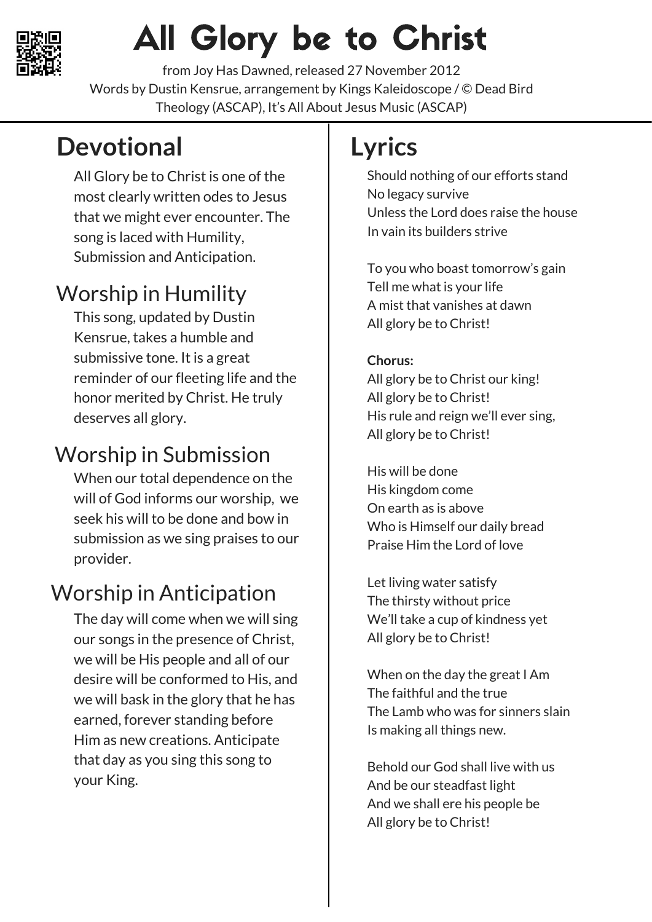# All Glory be to Christ

from Joy Has Dawned, released 27 November 2012
Words by Dustin Kensrue, arrangement by Kings Kaleidoscope / © Dead Bird Theology (ASCAP), It's All About Jesus Music (ASCAP)

## Devotional

All Glory be to Christ is one of the most clearly written odes to Jesus that we might ever encounter. The song is laced with Humility, Submission and Anticipation.

### Worship in Humility

This song, updated by Dustin Kensrue, takes a humble and submissive tone. It is a great reminder of our fleeting life and the honor merited by Christ. He truly deserves all glory.

### Worship in Submission

When our total dependence on the will of God informs our worship, we seek his will to be done and bow in submission as we sing praises to our provider.

### Worship in Anticipation

The day will come when we will sing our songs in the presence of Christ, we will be His people and all of our desire will be conformed to His, and we will bask in the glory that he has earned, forever standing before Him as new creations. Anticipate that day as you sing this song to your King.

## Lyrics

Should nothing of our efforts stand
No legacy survive
Unless the Lord does raise the house
In vain its builders strive

To you who boast tomorrow's gain
Tell me what is your life
A mist that vanishes at dawn
All glory be to Christ!

**Chorus:**
All glory be to Christ our king!
All glory be to Christ!
His rule and reign we'll ever sing,
All glory be to Christ!

His will be done
His kingdom come
On earth as is above
Who is Himself our daily bread
Praise Him the Lord of love

Let living water satisfy
The thirsty without price
We'll take a cup of kindness yet
All glory be to Christ!

When on the day the great I Am
The faithful and the true
The Lamb who was for sinners slain
Is making all things new.

Behold our God shall live with us
And be our steadfast light
And we shall ere his people be
All glory be to Christ!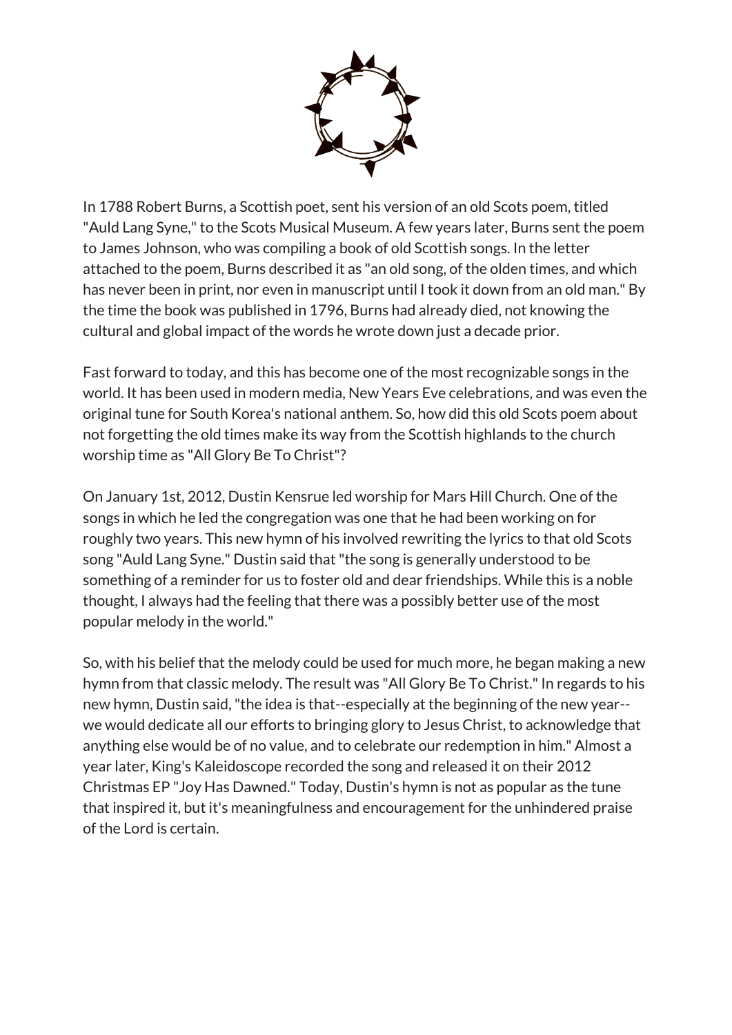In 1788 Robert Burns, a Scottish poet, sent his version of an old Scots poem, titled "Auld Lang Syne," to the Scots Musical Museum. A few years later, Burns sent the poem to James Johnson, who was compiling a book of old Scottish songs. In the letter attached to the poem, Burns described it as "an old song, of the olden times, and which has never been in print, nor even in manuscript until I took it down from an old man." By the time the book was published in 1796, Burns had already died, not knowing the cultural and global impact of the words he wrote down just a decade prior.

Fast forward to today, and this has become one of the most recognizable songs in the world. It has been used in modern media, New Years Eve celebrations, and was even the original tune for South Korea's national anthem. So, how did this old Scots poem about not forgetting the old times make its way from the Scottish highlands to the church worship time as "All Glory Be To Christ"?

On January 1st, 2012, Dustin Kensrue led worship for Mars Hill Church. One of the songs in which he led the congregation was one that he had been working on for roughly two years. This new hymn of his involved rewriting the lyrics to that old Scots song "Auld Lang Syne." Dustin said that "the song is generally understood to be something of a reminder for us to foster old and dear friendships. While this is a noble thought, I always had the feeling that there was a possibly better use of the most popular melody in the world."

So, with his belief that the melody could be used for much more, he began making a new hymn from that classic melody. The result was "All Glory Be To Christ." In regards to his new hymn, Dustin said, "the idea is that--especially at the beginning of the new year--we would dedicate all our efforts to bringing glory to Jesus Christ, to acknowledge that anything else would be of no value, and to celebrate our redemption in him." Almost a year later, King's Kaleidoscope recorded the song and released it on their 2012 Christmas EP "Joy Has Dawned." Today, Dustin's hymn is not as popular as the tune that inspired it, but it's meaningfulness and encouragement for the unhindered praise of the Lord is certain.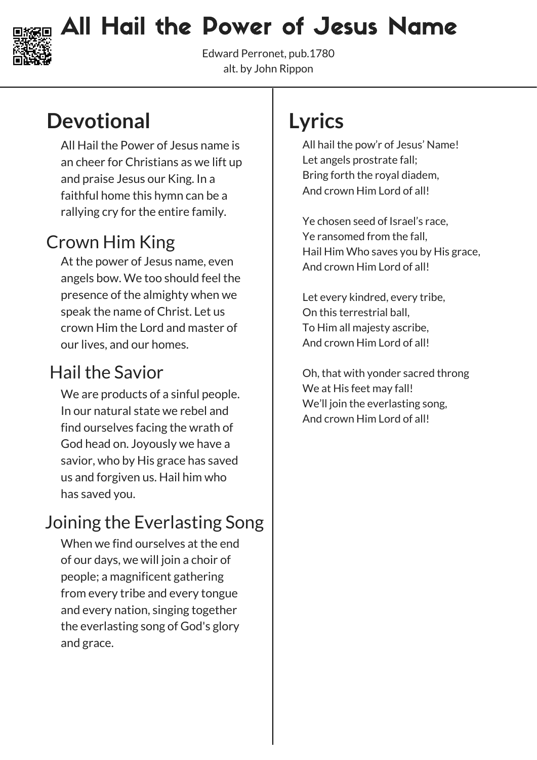# All Hail the Power of Jesus Name

Edward Perronet, pub.1780
alt. by John Rippon

## Devotional

All Hail the Power of Jesus name is an cheer for Christians as we lift up and praise Jesus our King. In a faithful home this hymn can be a rallying cry for the entire family.

### Crown Him King

At the power of Jesus name, even angels bow. We too should feel the presence of the almighty when we speak the name of Christ. Let us crown Him the Lord and master of our lives, and our homes.

### Hail the Savior

We are products of a sinful people. In our natural state we rebel and find ourselves facing the wrath of God head on. Joyously we have a savior, who by His grace has saved us and forgiven us. Hail him who has saved you.

### Joining the Everlasting Song

When we find ourselves at the end of our days, we will join a choir of people; a magnificent gathering from every tribe and every tongue and every nation, singing together the everlasting song of God's glory and grace.

## Lyrics

All hail the pow'r of Jesus' Name!
Let angels prostrate fall;
Bring forth the royal diadem,
And crown Him Lord of all!

Ye chosen seed of Israel's race,
Ye ransomed from the fall,
Hail Him Who saves you by His grace,
And crown Him Lord of all!

Let every kindred, every tribe,
On this terrestrial ball,
To Him all majesty ascribe,
And crown Him Lord of all!

Oh, that with yonder sacred throng
We at His feet may fall!
We'll join the everlasting song,
And crown Him Lord of all!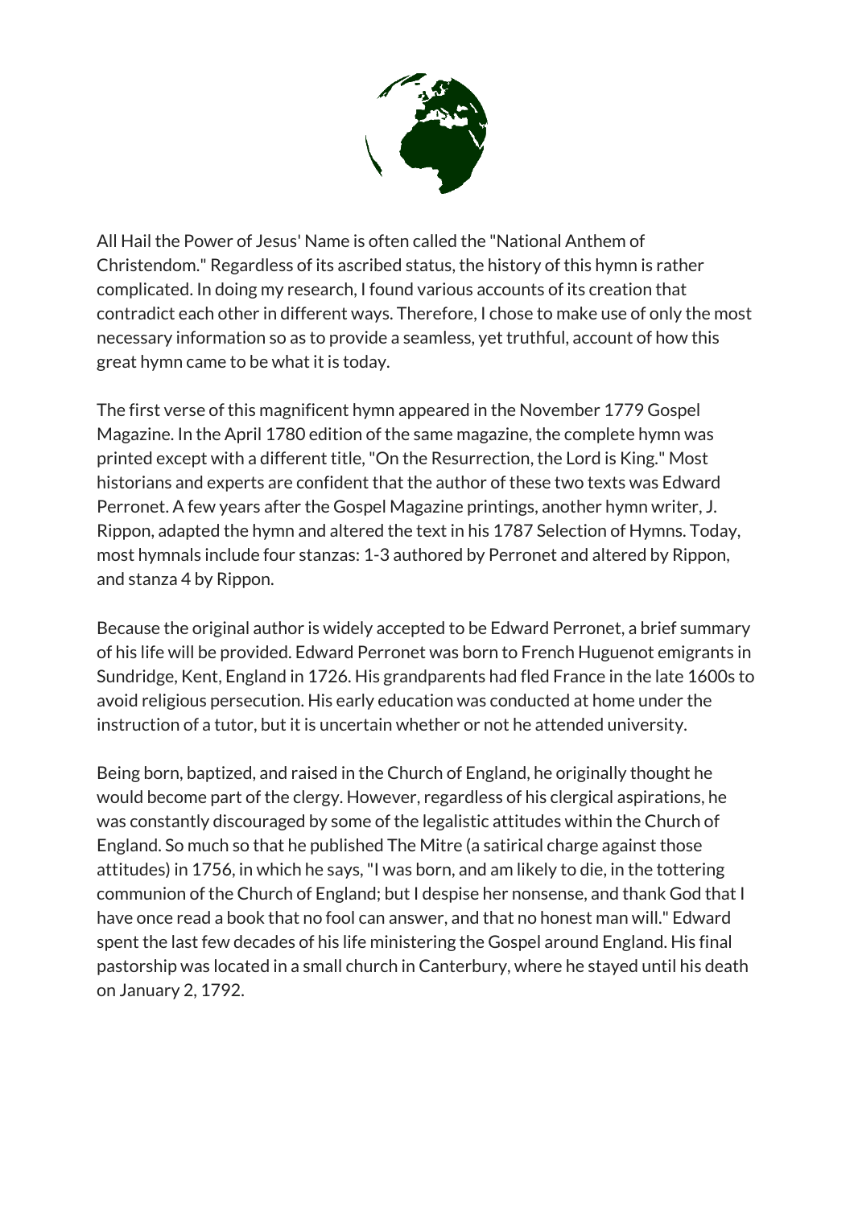All Hail the Power of Jesus' Name is often called the "National Anthem of Christendom." Regardless of its ascribed status, the history of this hymn is rather complicated. In doing my research, I found various accounts of its creation that contradict each other in different ways. Therefore, I chose to make use of only the most necessary information so as to provide a seamless, yet truthful, account of how this great hymn came to be what it is today.

The first verse of this magnificent hymn appeared in the November 1779 Gospel Magazine. In the April 1780 edition of the same magazine, the complete hymn was printed except with a different title, "On the Resurrection, the Lord is King." Most historians and experts are confident that the author of these two texts was Edward Perronet. A few years after the Gospel Magazine printings, another hymn writer, J. Rippon, adapted the hymn and altered the text in his 1787 Selection of Hymns. Today, most hymnals include four stanzas: 1-3 authored by Perronet and altered by Rippon, and stanza 4 by Rippon.

Because the original author is widely accepted to be Edward Perronet, a brief summary of his life will be provided. Edward Perronet was born to French Huguenot emigrants in Sundridge, Kent, England in 1726. His grandparents had fled France in the late 1600s to avoid religious persecution. His early education was conducted at home under the instruction of a tutor, but it is uncertain whether or not he attended university.

Being born, baptized, and raised in the Church of England, he originally thought he would become part of the clergy. However, regardless of his clergical aspirations, he was constantly discouraged by some of the legalistic attitudes within the Church of England. So much so that he published The Mitre (a satirical charge against those attitudes) in 1756, in which he says, "I was born, and am likely to die, in the tottering communion of the Church of England; but I despise her nonsense, and thank God that I have once read a book that no fool can answer, and that no honest man will." Edward spent the last few decades of his life ministering the Gospel around England. His final pastorship was located in a small church in Canterbury, where he stayed until his death on January 2, 1792.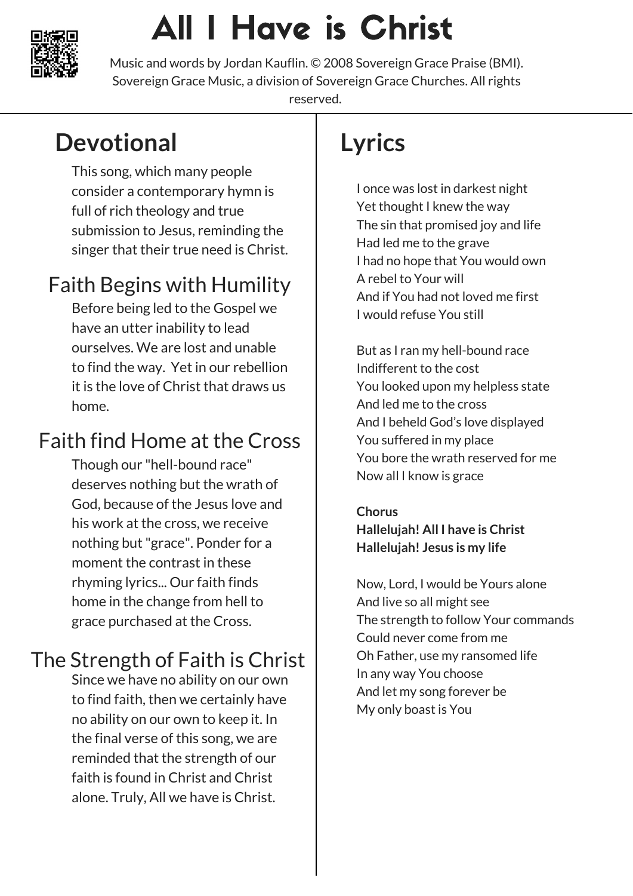# All I Have is Christ

Music and words by Jordan Kauflin. © 2008 Sovereign Grace Praise (BMI). Sovereign Grace Music, a division of Sovereign Grace Churches. All rights reserved.

## Devotional

This song, which many people consider a contemporary hymn is full of rich theology and true submission to Jesus, reminding the singer that their true need is Christ.

### Faith Begins with Humility

Before being led to the Gospel we have an utter inability to lead ourselves. We are lost and unable to find the way. Yet in our rebellion it is the love of Christ that draws us home.

### Faith find Home at the Cross

Though our "hell-bound race" deserves nothing but the wrath of God, because of the Jesus love and his work at the cross, we receive nothing but "grace". Ponder for a moment the contrast in these rhyming lyrics... Our faith finds home in the change from hell to grace purchased at the Cross.

### The Strength of Faith is Christ

Since we have no ability on our own to find faith, then we certainly have no ability on our own to keep it. In the final verse of this song, we are reminded that the strength of our faith is found in Christ and Christ alone. Truly, All we have is Christ.

## Lyrics

I once was lost in darkest night
Yet thought I knew the way
The sin that promised joy and life
Had led me to the grave
I had no hope that You would own
A rebel to Your will
And if You had not loved me first
I would refuse You still

But as I ran my hell-bound race
Indifferent to the cost
You looked upon my helpless state
And led me to the cross
And I beheld God's love displayed
You suffered in my place
You bore the wrath reserved for me
Now all I know is grace

**Chorus**
**Hallelujah! All I have is Christ**
**Hallelujah! Jesus is my life**

Now, Lord, I would be Yours alone
And live so all might see
The strength to follow Your commands
Could never come from me
Oh Father, use my ransomed life
In any way You choose
And let my song forever be
My only boast is You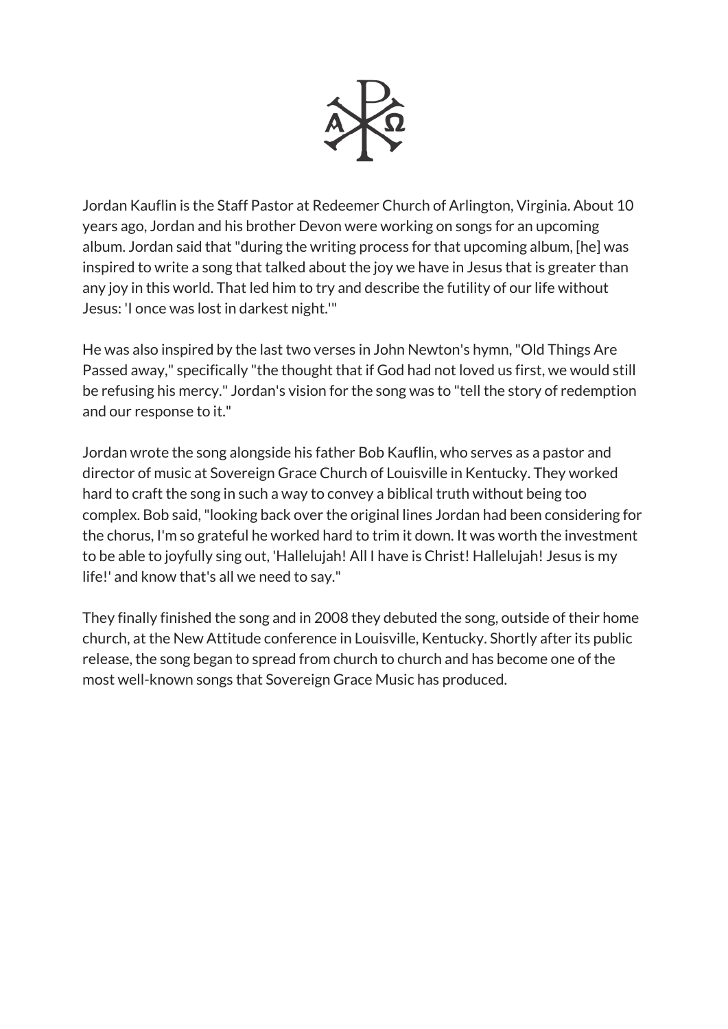Jordan Kauflin is the Staff Pastor at Redeemer Church of Arlington, Virginia. About 10 years ago, Jordan and his brother Devon were working on songs for an upcoming album. Jordan said that "during the writing process for that upcoming album, [he] was inspired to write a song that talked about the joy we have in Jesus that is greater than any joy in this world. That led him to try and describe the futility of our life without Jesus: 'I once was lost in darkest night.'"

He was also inspired by the last two verses in John Newton's hymn, "Old Things Are Passed away," specifically "the thought that if God had not loved us first, we would still be refusing his mercy." Jordan's vision for the song was to "tell the story of redemption and our response to it."

Jordan wrote the song alongside his father Bob Kauflin, who serves as a pastor and director of music at Sovereign Grace Church of Louisville in Kentucky. They worked hard to craft the song in such a way to convey a biblical truth without being too complex. Bob said, "looking back over the original lines Jordan had been considering for the chorus, I'm so grateful he worked hard to trim it down. It was worth the investment to be able to joyfully sing out, 'Hallelujah! All I have is Christ! Hallelujah! Jesus is my life!' and know that's all we need to say."

They finally finished the song and in 2008 they debuted the song, outside of their home church, at the New Attitude conference in Louisville, Kentucky. Shortly after its public release, the song began to spread from church to church and has become one of the most well-known songs that Sovereign Grace Music has produced.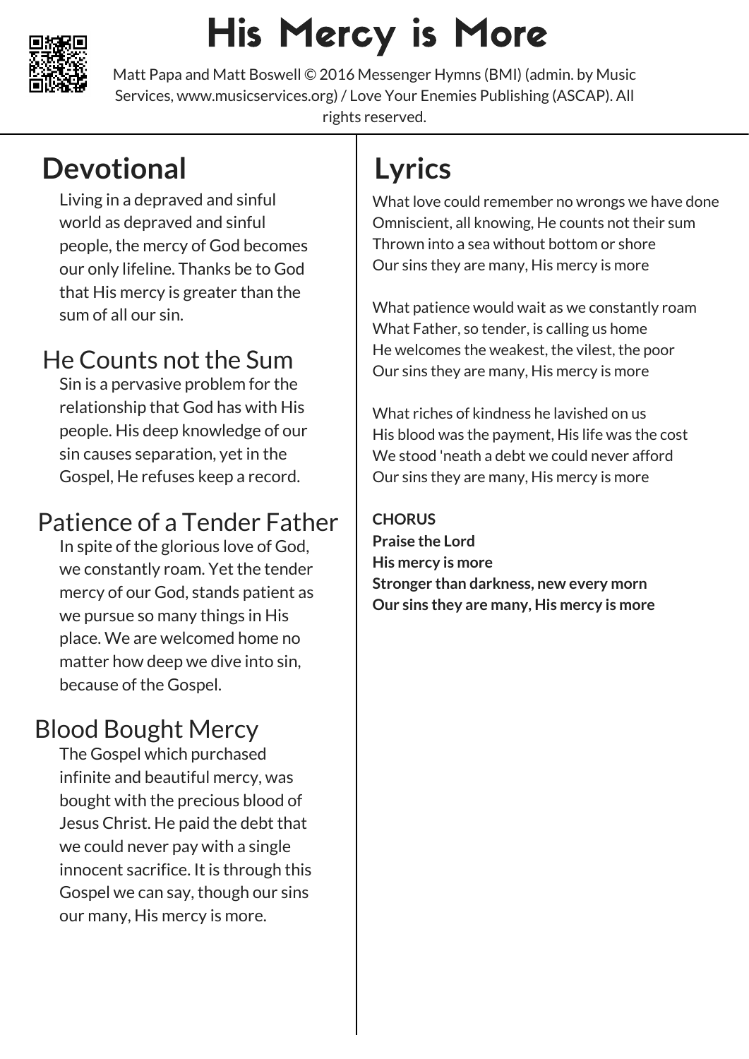# His Mercy is More

Matt Papa and Matt Boswell © 2016 Messenger Hymns (BMI) (admin. by Music Services, www.musicservices.org) / Love Your Enemies Publishing (ASCAP). All rights reserved.

## Devotional

Living in a depraved and sinful world as depraved and sinful people, the mercy of God becomes our only lifeline. Thanks be to God that His mercy is greater than the sum of all our sin.

### He Counts not the Sum

Sin is a pervasive problem for the relationship that God has with His people. His deep knowledge of our sin causes separation, yet in the Gospel, He refuses keep a record.

### Patience of a Tender Father

In spite of the glorious love of God, we constantly roam. Yet the tender mercy of our God, stands patient as we pursue so many things in His place. We are welcomed home no matter how deep we dive into sin, because of the Gospel.

### Blood Bought Mercy

The Gospel which purchased infinite and beautiful mercy, was bought with the precious blood of Jesus Christ. He paid the debt that we could never pay with a single innocent sacrifice. It is through this Gospel we can say, though our sins our many, His mercy is more.

## Lyrics

What love could remember no wrongs we have done
Omniscient, all knowing, He counts not their sum
Thrown into a sea without bottom or shore
Our sins they are many, His mercy is more

What patience would wait as we constantly roam
What Father, so tender, is calling us home
He welcomes the weakest, the vilest, the poor
Our sins they are many, His mercy is more

What riches of kindness he lavished on us
His blood was the payment, His life was the cost
We stood 'neath a debt we could never afford
Our sins they are many, His mercy is more

**CHORUS**
**Praise the Lord**
**His mercy is more**
**Stronger than darkness, new every morn**
**Our sins they are many, His mercy is more**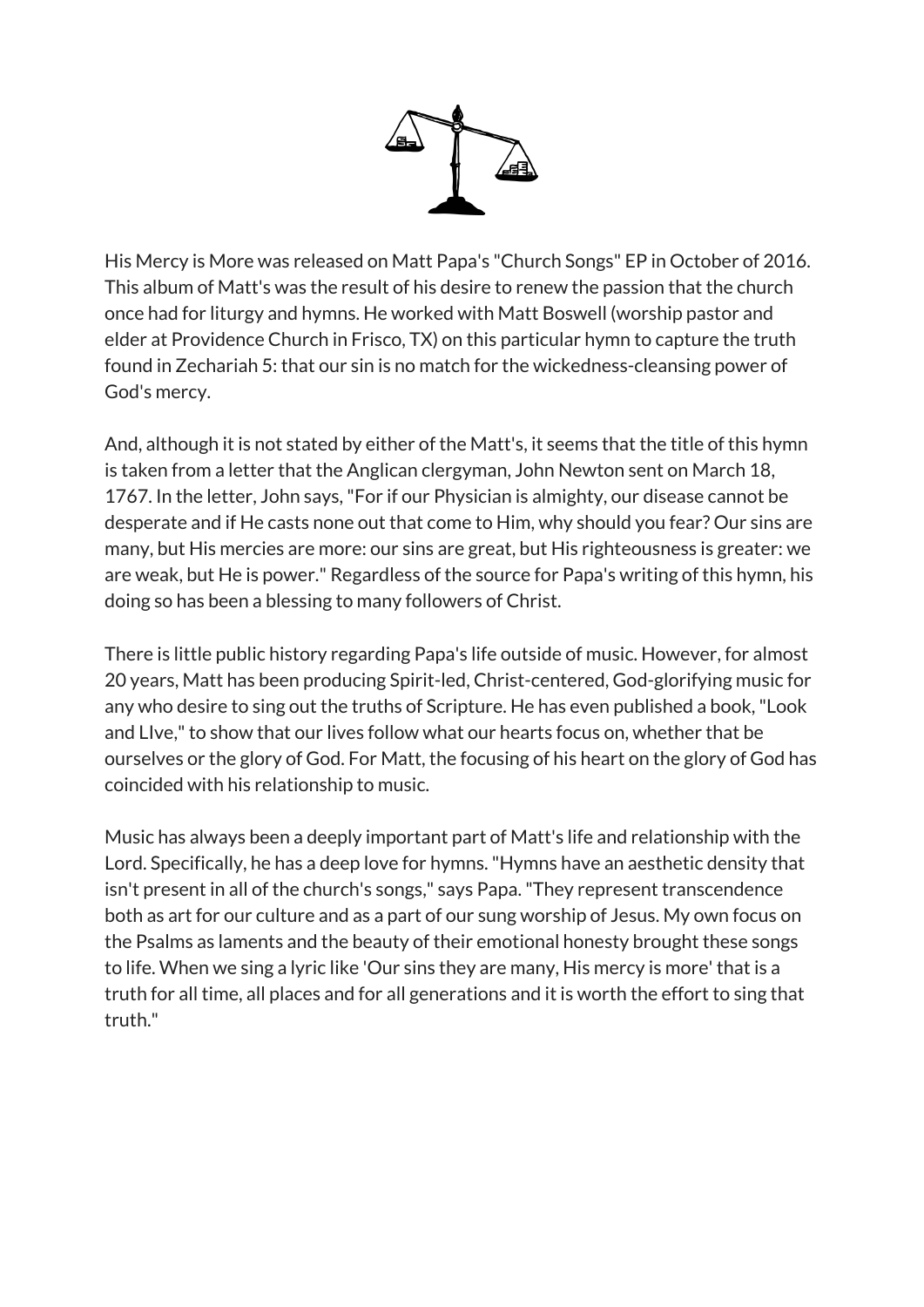His Mercy is More was released on Matt Papa's "Church Songs" EP in October of 2016. This album of Matt's was the result of his desire to renew the passion that the church once had for liturgy and hymns. He worked with Matt Boswell (worship pastor and elder at Providence Church in Frisco, TX) on this particular hymn to capture the truth found in Zechariah 5: that our sin is no match for the wickedness-cleansing power of God's mercy.

And, although it is not stated by either of the Matt's, it seems that the title of this hymn is taken from a letter that the Anglican clergyman, John Newton sent on March 18, 1767. In the letter, John says, "For if our Physician is almighty, our disease cannot be desperate and if He casts none out that come to Him, why should you fear? Our sins are many, but His mercies are more: our sins are great, but His righteousness is greater: we are weak, but He is power." Regardless of the source for Papa's writing of this hymn, his doing so has been a blessing to many followers of Christ.

There is little public history regarding Papa's life outside of music. However, for almost 20 years, Matt has been producing Spirit-led, Christ-centered, God-glorifying music for any who desire to sing out the truths of Scripture. He has even published a book, "Look and LIve," to show that our lives follow what our hearts focus on, whether that be ourselves or the glory of God. For Matt, the focusing of his heart on the glory of God has coincided with his relationship to music.

Music has always been a deeply important part of Matt's life and relationship with the Lord. Specifically, he has a deep love for hymns. "Hymns have an aesthetic density that isn't present in all of the church's songs," says Papa. "They represent transcendence both as art for our culture and as a part of our sung worship of Jesus. My own focus on the Psalms as laments and the beauty of their emotional honesty brought these songs to life. When we sing a lyric like 'Our sins they are many, His mercy is more' that is a truth for all time, all places and for all generations and it is worth the effort to sing that truth."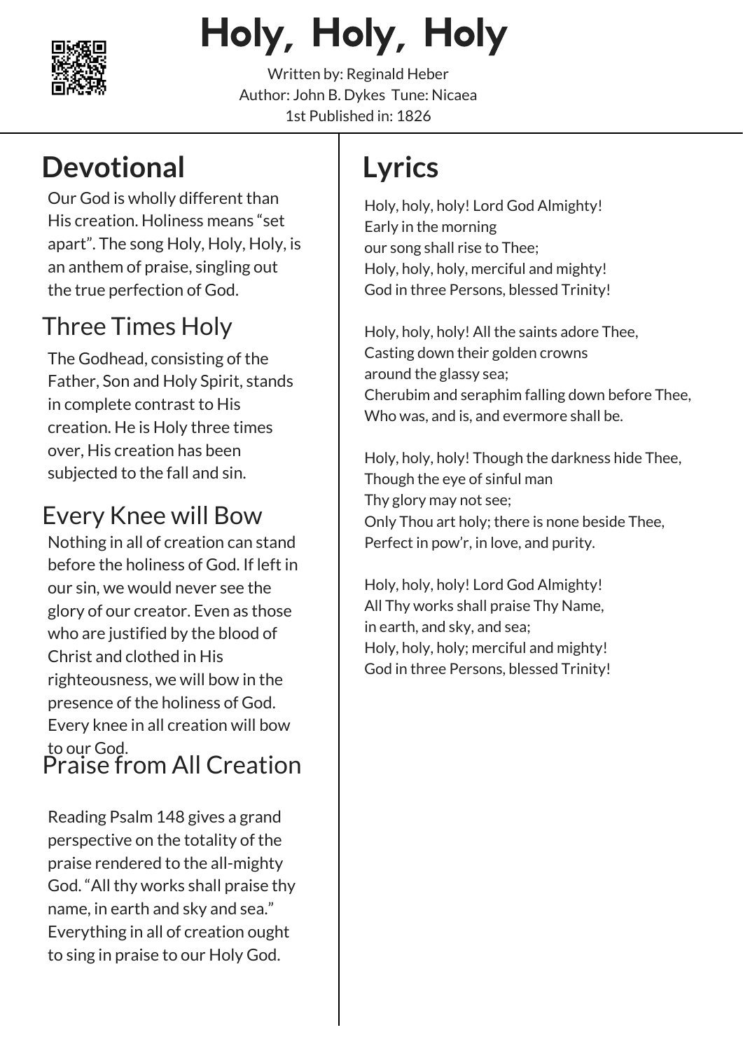# Holy, Holy, Holy

Written by: Reginald Heber
Author: John B. Dykes  Tune: Nicaea
1st Published in: 1826

## Devotional

Our God is wholly different than His creation. Holiness means “set apart”. The song Holy, Holy, Holy, is an anthem of praise, singling out the true perfection of God.

### Three Times Holy

The Godhead, consisting of the Father, Son and Holy Spirit, stands in complete contrast to His creation. He is Holy three times over, His creation has been subjected to the fall and sin.

### Every Knee will Bow

Nothing in all of creation can stand before the holiness of God. If left in our sin, we would never see the glory of our creator. Even as those who are justified by the blood of Christ and clothed in His righteousness, we will bow in the presence of the holiness of God. Every knee in all creation will bow to our God.

### Praise from All Creation

Reading Psalm 148 gives a grand perspective on the totality of the praise rendered to the all-mighty God. “All thy works shall praise thy name, in earth and sky and sea.” Everything in all of creation ought to sing in praise to our Holy God.

## Lyrics

Holy, holy, holy! Lord God Almighty!
Early in the morning
our song shall rise to Thee;
Holy, holy, holy, merciful and mighty!
God in three Persons, blessed Trinity!

Holy, holy, holy! All the saints adore Thee,
Casting down their golden crowns
around the glassy sea;
Cherubim and seraphim falling down before Thee,
Who was, and is, and evermore shall be.

Holy, holy, holy! Though the darkness hide Thee,
Though the eye of sinful man
Thy glory may not see;
Only Thou art holy; there is none beside Thee,
Perfect in pow’r, in love, and purity.

Holy, holy, holy! Lord God Almighty!
All Thy works shall praise Thy Name,
in earth, and sky, and sea;
Holy, holy, holy; merciful and mighty!
God in three Persons, blessed Trinity!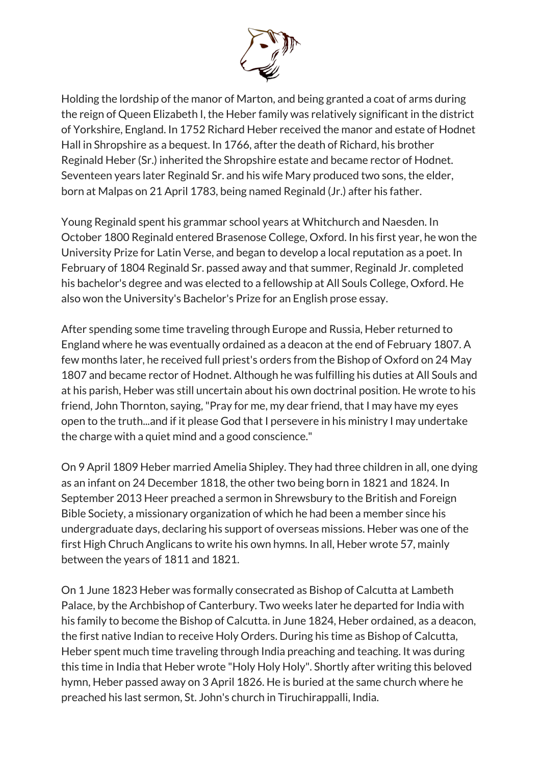Holding the lordship of the manor of Marton, and being granted a coat of arms during the reign of Queen Elizabeth I, the Heber family was relatively significant in the district of Yorkshire, England. In 1752 Richard Heber received the manor and estate of Hodnet Hall in Shropshire as a bequest. In 1766, after the death of Richard, his brother Reginald Heber (Sr.) inherited the Shropshire estate and became rector of Hodnet. Seventeen years later Reginald Sr. and his wife Mary produced two sons, the elder, born at Malpas on 21 April 1783, being named Reginald (Jr.) after his father.

Young Reginald spent his grammar school years at Whitchurch and Naesden. In October 1800 Reginald entered Brasenose College, Oxford. In his first year, he won the University Prize for Latin Verse, and began to develop a local reputation as a poet. In February of 1804 Reginald Sr. passed away and that summer, Reginald Jr. completed his bachelor's degree and was elected to a fellowship at All Souls College, Oxford. He also won the University's Bachelor's Prize for an English prose essay.

After spending some time traveling through Europe and Russia, Heber returned to England where he was eventually ordained as a deacon at the end of February 1807. A few months later, he received full priest's orders from the Bishop of Oxford on 24 May 1807 and became rector of Hodnet. Although he was fulfilling his duties at All Souls and at his parish, Heber was still uncertain about his own doctrinal position. He wrote to his friend, John Thornton, saying, "Pray for me, my dear friend, that I may have my eyes open to the truth...and if it please God that I persevere in his ministry I may undertake the charge with a quiet mind and a good conscience."

On 9 April 1809 Heber married Amelia Shipley. They had three children in all, one dying as an infant on 24 December 1818, the other two being born in 1821 and 1824. In September 2013 Heer preached a sermon in Shrewsbury to the British and Foreign Bible Society, a missionary organization of which he had been a member since his undergraduate days, declaring his support of overseas missions. Heber was one of the first High Chruch Anglicans to write his own hymns. In all, Heber wrote 57, mainly between the years of 1811 and 1821.

On 1 June 1823 Heber was formally consecrated as Bishop of Calcutta at Lambeth Palace, by the Archbishop of Canterbury. Two weeks later he departed for India with his family to become the Bishop of Calcutta. in June 1824, Heber ordained, as a deacon, the first native Indian to receive Holy Orders. During his time as Bishop of Calcutta, Heber spent much time traveling through India preaching and teaching. It was during this time in India that Heber wrote "Holy Holy Holy". Shortly after writing this beloved hymn, Heber passed away on 3 April 1826. He is buried at the same church where he preached his last sermon, St. John's church in Tiruchirappalli, India.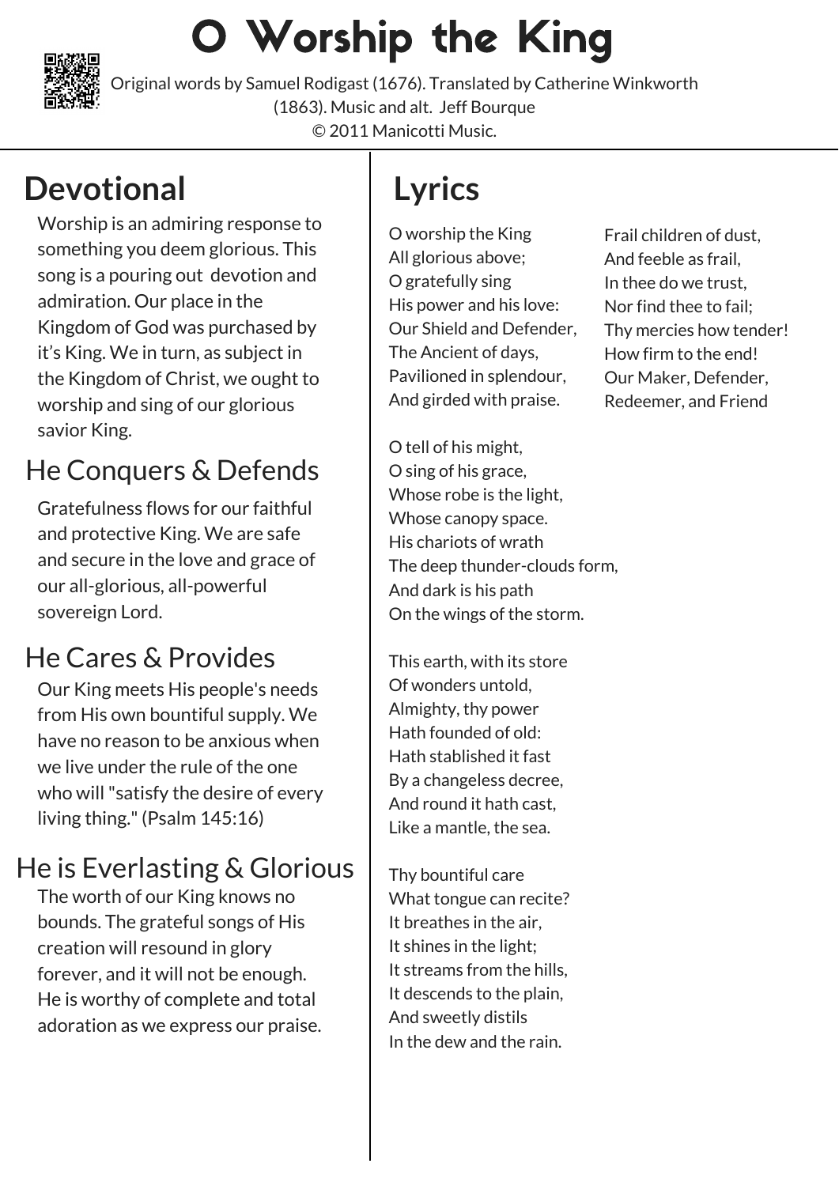# O Worship the King

Original words by Samuel Rodigast (1676). Translated by Catherine Winkworth (1863). Music and alt. Jeff Bourque
© 2011 Manicotti Music.

## Devotional

Worship is an admiring response to something you deem glorious. This song is a pouring out devotion and admiration. Our place in the Kingdom of God was purchased by it's King. We in turn, as subject in the Kingdom of Christ, we ought to worship and sing of our glorious savior King.

### He Conquers & Defends

Gratefulness flows for our faithful and protective King. We are safe and secure in the love and grace of our all-glorious, all-powerful sovereign Lord.

### He Cares & Provides

Our King meets His people's needs from His own bountiful supply. We have no reason to be anxious when we live under the rule of the one who will "satisfy the desire of every living thing." (Psalm 145:16)

### He is Everlasting & Glorious

The worth of our King knows no bounds. The grateful songs of His creation will resound in glory forever, and it will not be enough. He is worthy of complete and total adoration as we express our praise.

## Lyrics

O worship the King
All glorious above;
O gratefully sing
His power and his love:
Our Shield and Defender,
The Ancient of days,
Pavilioned in splendour,
And girded with praise.

O tell of his might,
O sing of his grace,
Whose robe is the light,
Whose canopy space.
His chariots of wrath
The deep thunder-clouds form,
And dark is his path
On the wings of the storm.

This earth, with its store
Of wonders untold,
Almighty, thy power
Hath founded of old:
Hath stablished it fast
By a changeless decree,
And round it hath cast,
Like a mantle, the sea.

Thy bountiful care
What tongue can recite?
It breathes in the air,
It shines in the light;
It streams from the hills,
It descends to the plain,
And sweetly distils
In the dew and the rain.

Frail children of dust,
And feeble as frail,
In thee do we trust,
Nor find thee to fail;
Thy mercies how tender!
How firm to the end!
Our Maker, Defender,
Redeemer, and Friend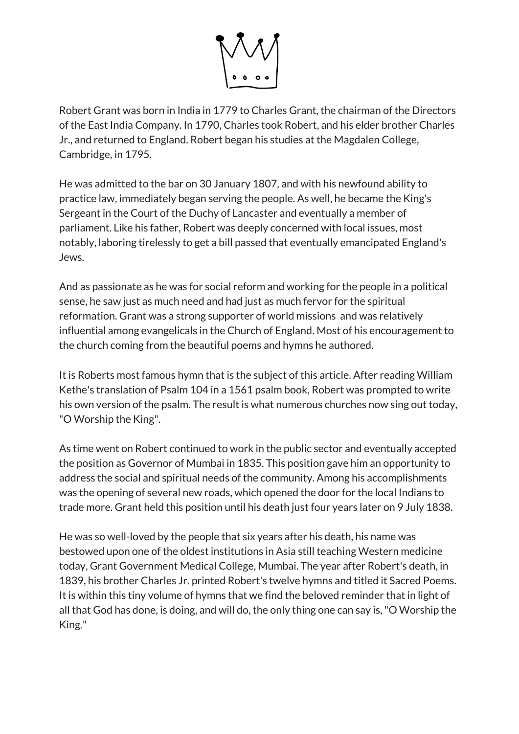Robert Grant was born in India in 1779 to Charles Grant, the chairman of the Directors of the East India Company. In 1790, Charles took Robert, and his elder brother Charles Jr., and returned to England. Robert began his studies at the Magdalen College, Cambridge, in 1795.

He was admitted to the bar on 30 January 1807, and with his newfound ability to practice law, immediately began serving the people. As well, he became the King's Sergeant in the Court of the Duchy of Lancaster and eventually a member of parliament. Like his father, Robert was deeply concerned with local issues, most notably, laboring tirelessly to get a bill passed that eventually emancipated England's Jews.

And as passionate as he was for social reform and working for the people in a political sense, he saw just as much need and had just as much fervor for the spiritual reformation. Grant was a strong supporter of world missions and was relatively influential among evangelicals in the Church of England. Most of his encouragement to the church coming from the beautiful poems and hymns he authored.

It is Roberts most famous hymn that is the subject of this article. After reading William Kethe's translation of Psalm 104 in a 1561 psalm book, Robert was prompted to write his own version of the psalm. The result is what numerous churches now sing out today, "O Worship the King".

As time went on Robert continued to work in the public sector and eventually accepted the position as Governor of Mumbai in 1835. This position gave him an opportunity to address the social and spiritual needs of the community. Among his accomplishments was the opening of several new roads, which opened the door for the local Indians to trade more. Grant held this position until his death just four years later on 9 July 1838.

He was so well-loved by the people that six years after his death, his name was bestowed upon one of the oldest institutions in Asia still teaching Western medicine today, Grant Government Medical College, Mumbai. The year after Robert's death, in 1839, his brother Charles Jr. printed Robert's twelve hymns and titled it Sacred Poems. It is within this tiny volume of hymns that we find the beloved reminder that in light of all that God has done, is doing, and will do, the only thing one can say is, "O Worship the King."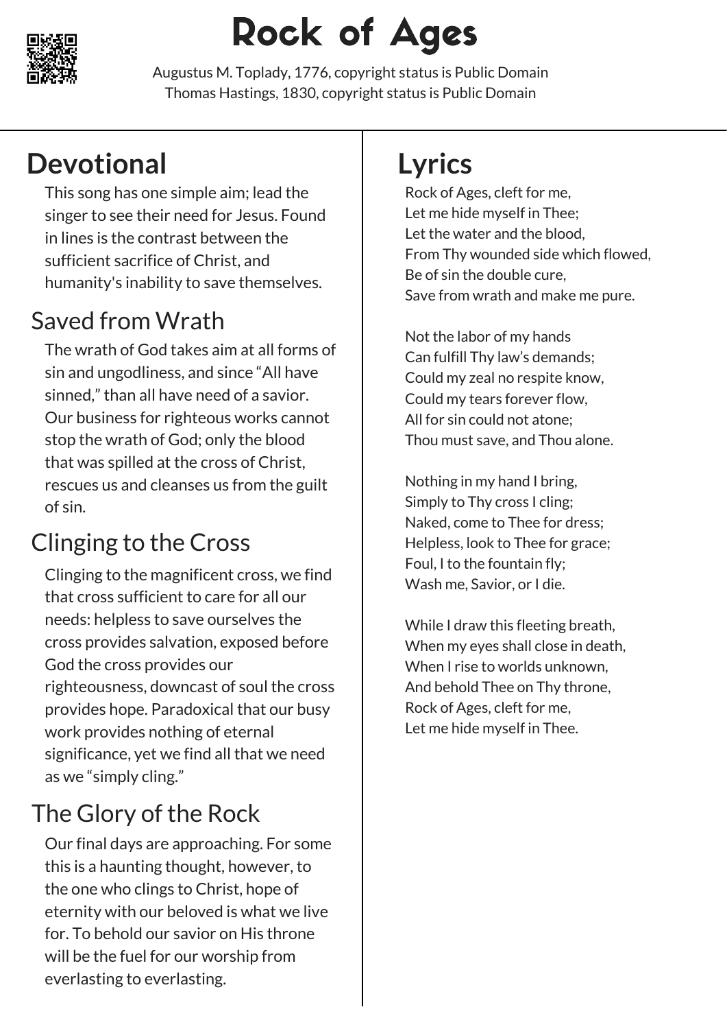# Rock of Ages

Augustus M. Toplady, 1776, copyright status is Public Domain
Thomas Hastings, 1830, copyright status is Public Domain

## Devotional

This song has one simple aim; lead the singer to see their need for Jesus. Found in lines is the contrast between the sufficient sacrifice of Christ, and humanity's inability to save themselves.

### Saved from Wrath

The wrath of God takes aim at all forms of sin and ungodliness, and since "All have sinned," than all have need of a savior. Our business for righteous works cannot stop the wrath of God; only the blood that was spilled at the cross of Christ, rescues us and cleanses us from the guilt of sin.

### Clinging to the Cross

Clinging to the magnificent cross, we find that cross sufficient to care for all our needs: helpless to save ourselves the cross provides salvation, exposed before God the cross provides our righteousness, downcast of soul the cross provides hope. Paradoxical that our busy work provides nothing of eternal significance, yet we find all that we need as we "simply cling."

### The Glory of the Rock

Our final days are approaching. For some this is a haunting thought, however, to the one who clings to Christ, hope of eternity with our beloved is what we live for. To behold our savior on His throne will be the fuel for our worship from everlasting to everlasting.

## Lyrics

Rock of Ages, cleft for me,
Let me hide myself in Thee;
Let the water and the blood,
From Thy wounded side which flowed,
Be of sin the double cure,
Save from wrath and make me pure.

Not the labor of my hands
Can fulfill Thy law's demands;
Could my zeal no respite know,
Could my tears forever flow,
All for sin could not atone;
Thou must save, and Thou alone.

Nothing in my hand I bring,
Simply to Thy cross I cling;
Naked, come to Thee for dress;
Helpless, look to Thee for grace;
Foul, I to the fountain fly;
Wash me, Savior, or I die.

While I draw this fleeting breath,
When my eyes shall close in death,
When I rise to worlds unknown,
And behold Thee on Thy throne,
Rock of Ages, cleft for me,
Let me hide myself in Thee.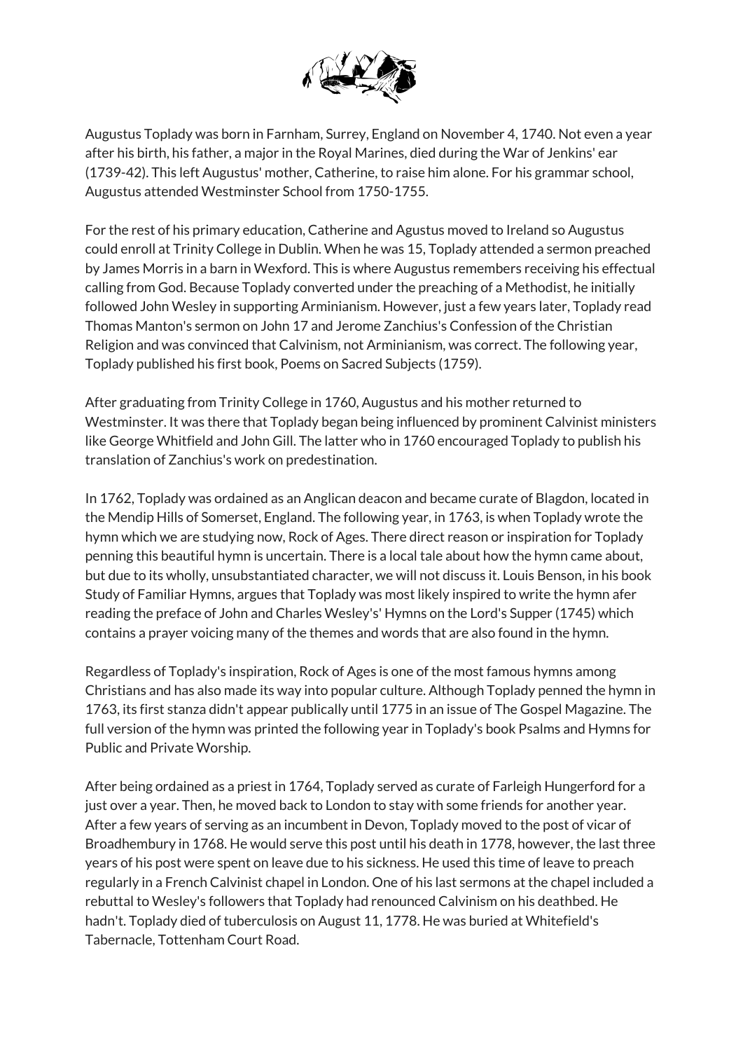Augustus Toplady was born in Farnham, Surrey, England on November 4, 1740. Not even a year after his birth, his father, a major in the Royal Marines, died during the War of Jenkins' ear (1739-42). This left Augustus' mother, Catherine, to raise him alone. For his grammar school, Augustus attended Westminster School from 1750-1755.

For the rest of his primary education, Catherine and Agustus moved to Ireland so Augustus could enroll at Trinity College in Dublin. When he was 15, Toplady attended a sermon preached by James Morris in a barn in Wexford. This is where Augustus remembers receiving his effectual calling from God. Because Toplady converted under the preaching of a Methodist, he initially followed John Wesley in supporting Arminianism. However, just a few years later, Toplady read Thomas Manton's sermon on John 17 and Jerome Zanchius's Confession of the Christian Religion and was convinced that Calvinism, not Arminianism, was correct. The following year, Toplady published his first book, Poems on Sacred Subjects (1759).

After graduating from Trinity College in 1760, Augustus and his mother returned to Westminster. It was there that Toplady began being influenced by prominent Calvinist ministers like George Whitfield and John Gill. The latter who in 1760 encouraged Toplady to publish his translation of Zanchius's work on predestination.

In 1762, Toplady was ordained as an Anglican deacon and became curate of Blagdon, located in the Mendip Hills of Somerset, England. The following year, in 1763, is when Toplady wrote the hymn which we are studying now, Rock of Ages. There direct reason or inspiration for Toplady penning this beautiful hymn is uncertain. There is a local tale about how the hymn came about, but due to its wholly, unsubstantiated character, we will not discuss it. Louis Benson, in his book Study of Familiar Hymns, argues that Toplady was most likely inspired to write the hymn afer reading the preface of John and Charles Wesley's' Hymns on the Lord's Supper (1745) which contains a prayer voicing many of the themes and words that are also found in the hymn.

Regardless of Toplady's inspiration, Rock of Ages is one of the most famous hymns among Christians and has also made its way into popular culture. Although Toplady penned the hymn in 1763, its first stanza didn't appear publically until 1775 in an issue of The Gospel Magazine. The full version of the hymn was printed the following year in Toplady's book Psalms and Hymns for Public and Private Worship.

After being ordained as a priest in 1764, Toplady served as curate of Farleigh Hungerford for a just over a year. Then, he moved back to London to stay with some friends for another year. After a few years of serving as an incumbent in Devon, Toplady moved to the post of vicar of Broadhembury in 1768. He would serve this post until his death in 1778, however, the last three years of his post were spent on leave due to his sickness. He used this time of leave to preach regularly in a French Calvinist chapel in London. One of his last sermons at the chapel included a rebuttal to Wesley's followers that Toplady had renounced Calvinism on his deathbed. He hadn't. Toplady died of tuberculosis on August 11, 1778. He was buried at Whitefield's Tabernacle, Tottenham Court Road.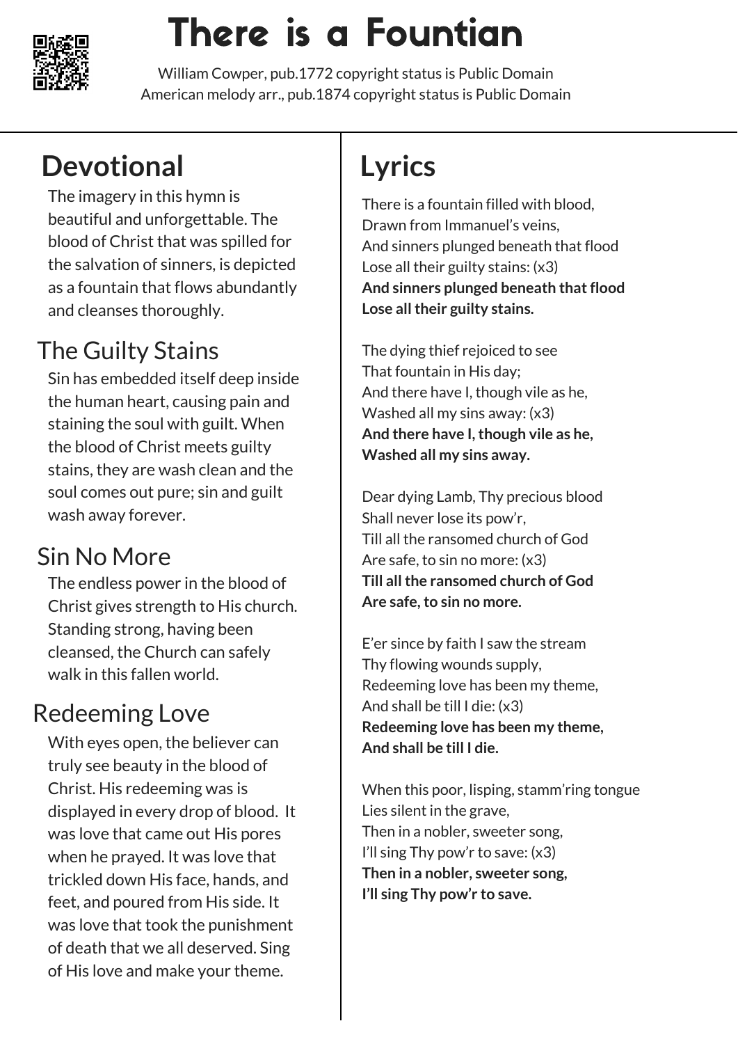# There is a Fountian

William Cowper, pub.1772 copyright status is Public Domain
American melody arr., pub.1874 copyright status is Public Domain

## Devotional

The imagery in this hymn is beautiful and unforgettable. The blood of Christ that was spilled for the salvation of sinners, is depicted as a fountain that flows abundantly and cleanses thoroughly.

### The Guilty Stains

Sin has embedded itself deep inside the human heart, causing pain and staining the soul with guilt. When the blood of Christ meets guilty stains, they are wash clean and the soul comes out pure; sin and guilt wash away forever.

### Sin No More

The endless power in the blood of Christ gives strength to His church. Standing strong, having been cleansed, the Church can safely walk in this fallen world.

### Redeeming Love

With eyes open, the believer can truly see beauty in the blood of Christ. His redeeming was is displayed in every drop of blood. It was love that came out His pores when he prayed. It was love that trickled down His face, hands, and feet, and poured from His side. It was love that took the punishment of death that we all deserved. Sing of His love and make your theme.

## Lyrics

There is a fountain filled with blood,
Drawn from Immanuel's veins,
And sinners plunged beneath that flood
Lose all their guilty stains: (x3)
**And sinners plunged beneath that flood**
**Lose all their guilty stains.**

The dying thief rejoiced to see
That fountain in His day;
And there have I, though vile as he,
Washed all my sins away: (x3)
**And there have I, though vile as he,**
**Washed all my sins away.**

Dear dying Lamb, Thy precious blood
Shall never lose its pow'r,
Till all the ransomed church of God
Are safe, to sin no more: (x3)
**Till all the ransomed church of God**
**Are safe, to sin no more.**

E'er since by faith I saw the stream
Thy flowing wounds supply,
Redeeming love has been my theme,
And shall be till I die: (x3)
**Redeeming love has been my theme,**
**And shall be till I die.**

When this poor, lisping, stamm'ring tongue
Lies silent in the grave,
Then in a nobler, sweeter song,
I'll sing Thy pow'r to save: (x3)
**Then in a nobler, sweeter song,**
**I'll sing Thy pow'r to save.**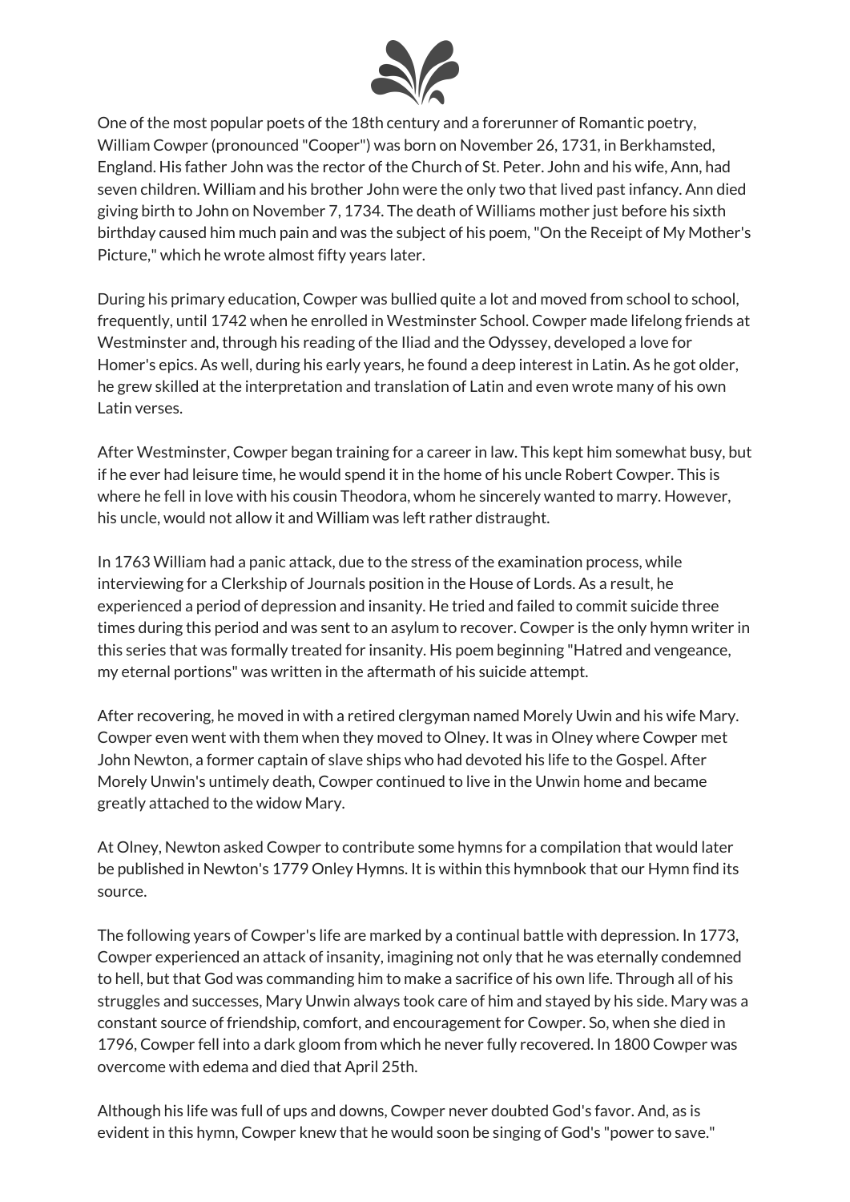One of the most popular poets of the 18th century and a forerunner of Romantic poetry, William Cowper (pronounced "Cooper") was born on November 26, 1731, in Berkhamsted, England. His father John was the rector of the Church of St. Peter. John and his wife, Ann, had seven children. William and his brother John were the only two that lived past infancy. Ann died giving birth to John on November 7, 1734. The death of Williams mother just before his sixth birthday caused him much pain and was the subject of his poem, "On the Receipt of My Mother's Picture," which he wrote almost fifty years later.

During his primary education, Cowper was bullied quite a lot and moved from school to school, frequently, until 1742 when he enrolled in Westminster School. Cowper made lifelong friends at Westminster and, through his reading of the Iliad and the Odyssey, developed a love for Homer's epics. As well, during his early years, he found a deep interest in Latin. As he got older, he grew skilled at the interpretation and translation of Latin and even wrote many of his own Latin verses.

After Westminster, Cowper began training for a career in law. This kept him somewhat busy, but if he ever had leisure time, he would spend it in the home of his uncle Robert Cowper. This is where he fell in love with his cousin Theodora, whom he sincerely wanted to marry. However, his uncle, would not allow it and William was left rather distraught.

In 1763 William had a panic attack, due to the stress of the examination process, while interviewing for a Clerkship of Journals position in the House of Lords. As a result, he experienced a period of depression and insanity. He tried and failed to commit suicide three times during this period and was sent to an asylum to recover. Cowper is the only hymn writer in this series that was formally treated for insanity. His poem beginning "Hatred and vengeance, my eternal portions" was written in the aftermath of his suicide attempt.

After recovering, he moved in with a retired clergyman named Morely Uwin and his wife Mary. Cowper even went with them when they moved to Olney. It was in Olney where Cowper met John Newton, a former captain of slave ships who had devoted his life to the Gospel. After Morely Unwin's untimely death, Cowper continued to live in the Unwin home and became greatly attached to the widow Mary.

At Olney, Newton asked Cowper to contribute some hymns for a compilation that would later be published in Newton's 1779 Onley Hymns. It is within this hymnbook that our Hymn find its source.

The following years of Cowper's life are marked by a continual battle with depression. In 1773, Cowper experienced an attack of insanity, imagining not only that he was eternally condemned to hell, but that God was commanding him to make a sacrifice of his own life. Through all of his struggles and successes, Mary Unwin always took care of him and stayed by his side. Mary was a constant source of friendship, comfort, and encouragement for Cowper. So, when she died in 1796, Cowper fell into a dark gloom from which he never fully recovered. In 1800 Cowper was overcome with edema and died that April 25th.

Although his life was full of ups and downs, Cowper never doubted God's favor. And, as is evident in this hymn, Cowper knew that he would soon be singing of God's "power to save."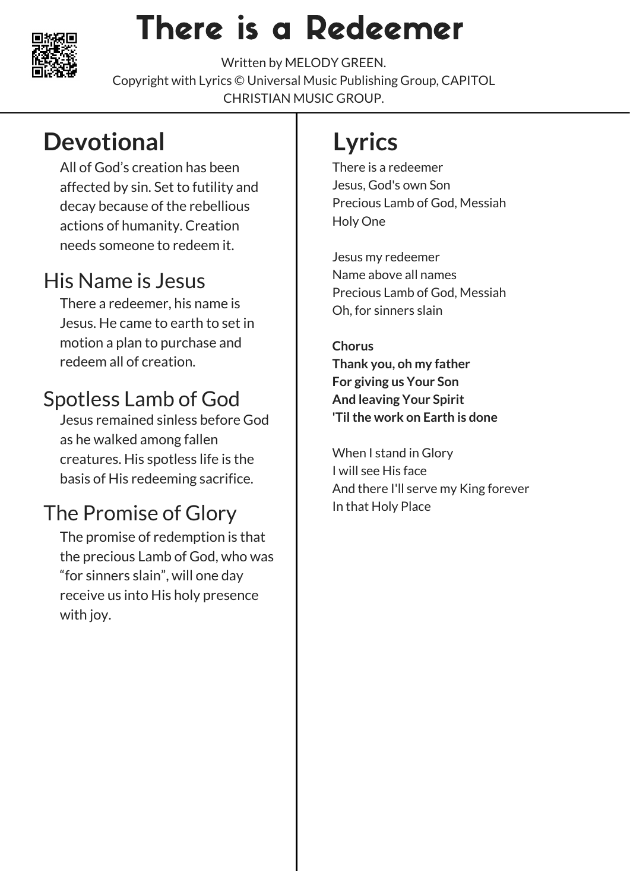# There is a Redeemer

Written by MELODY GREEN.
Copyright with Lyrics © Universal Music Publishing Group, CAPITOL CHRISTIAN MUSIC GROUP.

## Devotional

All of God's creation has been affected by sin. Set to futility and decay because of the rebellious actions of humanity. Creation needs someone to redeem it.

### His Name is Jesus

There a redeemer, his name is Jesus. He came to earth to set in motion a plan to purchase and redeem all of creation.

### Spotless Lamb of God

Jesus remained sinless before God as he walked among fallen creatures. His spotless life is the basis of His redeeming sacrifice.

### The Promise of Glory

The promise of redemption is that the precious Lamb of God, who was "for sinners slain", will one day receive us into His holy presence with joy.

## Lyrics

There is a redeemer
Jesus, God's own Son
Precious Lamb of God, Messiah
Holy One

Jesus my redeemer
Name above all names
Precious Lamb of God, Messiah
Oh, for sinners slain

**Chorus**
**Thank you, oh my father**
**For giving us Your Son**
**And leaving Your Spirit**
**'Til the work on Earth is done**

When I stand in Glory
I will see His face
And there I'll serve my King forever
In that Holy Place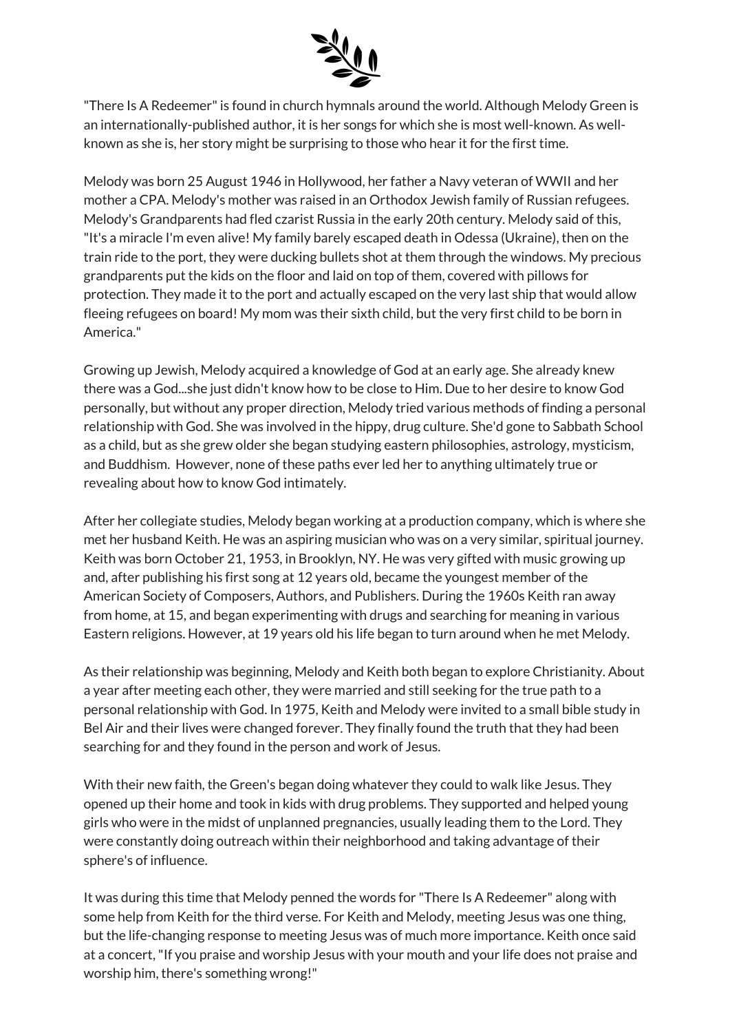"There Is A Redeemer" is found in church hymnals around the world. Although Melody Green is an internationally-published author, it is her songs for which she is most well-known. As well-known as she is, her story might be surprising to those who hear it for the first time.

Melody was born 25 August 1946 in Hollywood, her father a Navy veteran of WWII and her mother a CPA. Melody's mother was raised in an Orthodox Jewish family of Russian refugees. Melody's Grandparents had fled czarist Russia in the early 20th century. Melody said of this, "It's a miracle I'm even alive! My family barely escaped death in Odessa (Ukraine), then on the train ride to the port, they were ducking bullets shot at them through the windows. My precious grandparents put the kids on the floor and laid on top of them, covered with pillows for protection. They made it to the port and actually escaped on the very last ship that would allow fleeing refugees on board! My mom was their sixth child, but the very first child to be born in America."

Growing up Jewish, Melody acquired a knowledge of God at an early age. She already knew there was a God...she just didn't know how to be close to Him. Due to her desire to know God personally, but without any proper direction, Melody tried various methods of finding a personal relationship with God. She was involved in the hippy, drug culture. She'd gone to Sabbath School as a child, but as she grew older she began studying eastern philosophies, astrology, mysticism, and Buddhism. However, none of these paths ever led her to anything ultimately true or revealing about how to know God intimately.

After her collegiate studies, Melody began working at a production company, which is where she met her husband Keith. He was an aspiring musician who was on a very similar, spiritual journey. Keith was born October 21, 1953, in Brooklyn, NY. He was very gifted with music growing up and, after publishing his first song at 12 years old, became the youngest member of the American Society of Composers, Authors, and Publishers. During the 1960s Keith ran away from home, at 15, and began experimenting with drugs and searching for meaning in various Eastern religions. However, at 19 years old his life began to turn around when he met Melody.

As their relationship was beginning, Melody and Keith both began to explore Christianity. About a year after meeting each other, they were married and still seeking for the true path to a personal relationship with God. In 1975, Keith and Melody were invited to a small bible study in Bel Air and their lives were changed forever. They finally found the truth that they had been searching for and they found in the person and work of Jesus.

With their new faith, the Green's began doing whatever they could to walk like Jesus. They opened up their home and took in kids with drug problems. They supported and helped young girls who were in the midst of unplanned pregnancies, usually leading them to the Lord. They were constantly doing outreach within their neighborhood and taking advantage of their sphere's of influence.

It was during this time that Melody penned the words for "There Is A Redeemer" along with some help from Keith for the third verse. For Keith and Melody, meeting Jesus was one thing, but the life-changing response to meeting Jesus was of much more importance. Keith once said at a concert, "If you praise and worship Jesus with your mouth and your life does not praise and worship him, there's something wrong!"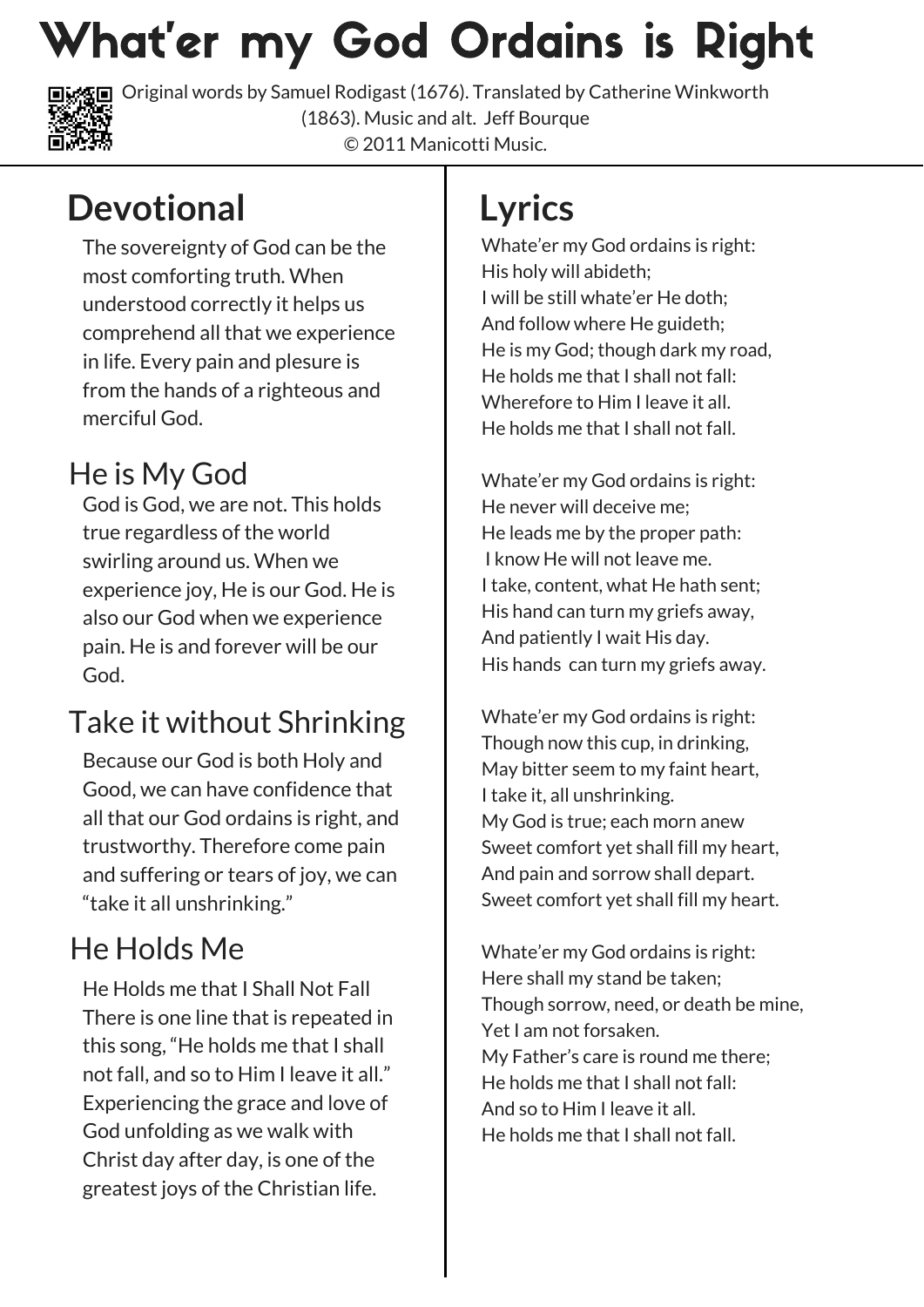# What'er my God Ordains is Right

Original words by Samuel Rodigast (1676). Translated by Catherine Winkworth (1863). Music and alt. Jeff Bourque
© 2011 Manicotti Music.

## Devotional

The sovereignty of God can be the most comforting truth. When understood correctly it helps us comprehend all that we experience in life. Every pain and plesure is from the hands of a righteous and merciful God.

### He is My God

God is God, we are not. This holds true regardless of the world swirling around us. When we experience joy, He is our God. He is also our God when we experience pain. He is and forever will be our God.

### Take it without Shrinking

Because our God is both Holy and Good, we can have confidence that all that our God ordains is right, and trustworthy. Therefore come pain and suffering or tears of joy, we can "take it all unshrinking."

### He Holds Me

He Holds me that I Shall Not Fall
There is one line that is repeated in this song, "He holds me that I shall not fall, and so to Him I leave it all." Experiencing the grace and love of God unfolding as we walk with Christ day after day, is one of the greatest joys of the Christian life.

## Lyrics

Whate'er my God ordains is right:
His holy will abideth;
I will be still whate'er He doth;
And follow where He guideth;
He is my God; though dark my road,
He holds me that I shall not fall:
Wherefore to Him I leave it all.
He holds me that I shall not fall.

Whate'er my God ordains is right:
He never will deceive me;
He leads me by the proper path:
I know He will not leave me.
I take, content, what He hath sent;
His hand can turn my griefs away,
And patiently I wait His day.
His hands can turn my griefs away.

Whate'er my God ordains is right:
Though now this cup, in drinking,
May bitter seem to my faint heart,
I take it, all unshrinking.
My God is true; each morn anew
Sweet comfort yet shall fill my heart,
And pain and sorrow shall depart.
Sweet comfort yet shall fill my heart.

Whate'er my God ordains is right:
Here shall my stand be taken;
Though sorrow, need, or death be mine,
Yet I am not forsaken.
My Father's care is round me there;
He holds me that I shall not fall:
And so to Him I leave it all.
He holds me that I shall not fall.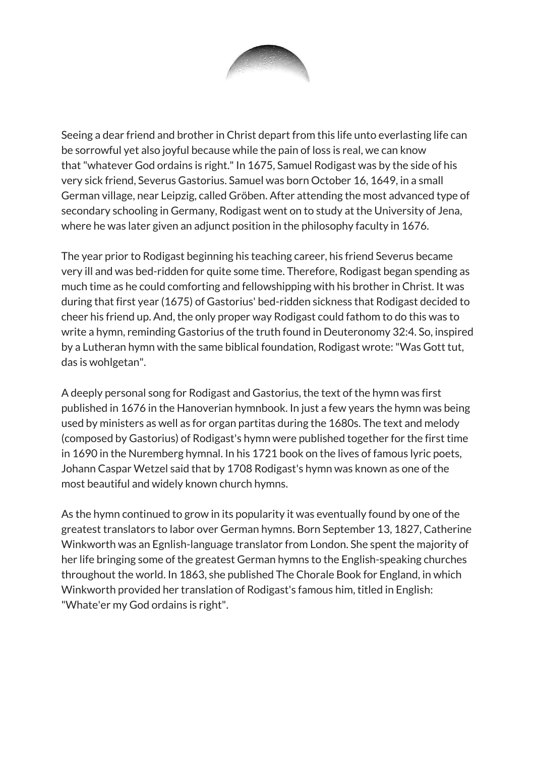Seeing a dear friend and brother in Christ depart from this life unto everlasting life can be sorrowful yet also joyful because while the pain of loss is real, we can know that "whatever God ordains is right." In 1675, Samuel Rodigast was by the side of his very sick friend, Severus Gastorius. Samuel was born October 16, 1649, in a small German village, near Leipzig, called Gröben. After attending the most advanced type of secondary schooling in Germany, Rodigast went on to study at the University of Jena, where he was later given an adjunct position in the philosophy faculty in 1676.

The year prior to Rodigast beginning his teaching career, his friend Severus became very ill and was bed-ridden for quite some time. Therefore, Rodigast began spending as much time as he could comforting and fellowshipping with his brother in Christ. It was during that first year (1675) of Gastorius' bed-ridden sickness that Rodigast decided to cheer his friend up. And, the only proper way Rodigast could fathom to do this was to write a hymn, reminding Gastorius of the truth found in Deuteronomy 32:4. So, inspired by a Lutheran hymn with the same biblical foundation, Rodigast wrote: "Was Gott tut, das is wohlgetan".

A deeply personal song for Rodigast and Gastorius, the text of the hymn was first published in 1676 in the Hanoverian hymnbook. In just a few years the hymn was being used by ministers as well as for organ partitas during the 1680s. The text and melody (composed by Gastorius) of Rodigast's hymn were published together for the first time in 1690 in the Nuremberg hymnal. In his 1721 book on the lives of famous lyric poets, Johann Caspar Wetzel said that by 1708 Rodigast's hymn was known as one of the most beautiful and widely known church hymns.

As the hymn continued to grow in its popularity it was eventually found by one of the greatest translators to labor over German hymns. Born September 13, 1827, Catherine Winkworth was an Egnlish-language translator from London. She spent the majority of her life bringing some of the greatest German hymns to the English-speaking churches throughout the world. In 1863, she published The Chorale Book for England, in which Winkworth provided her translation of Rodigast's famous him, titled in English: "Whate'er my God ordains is right".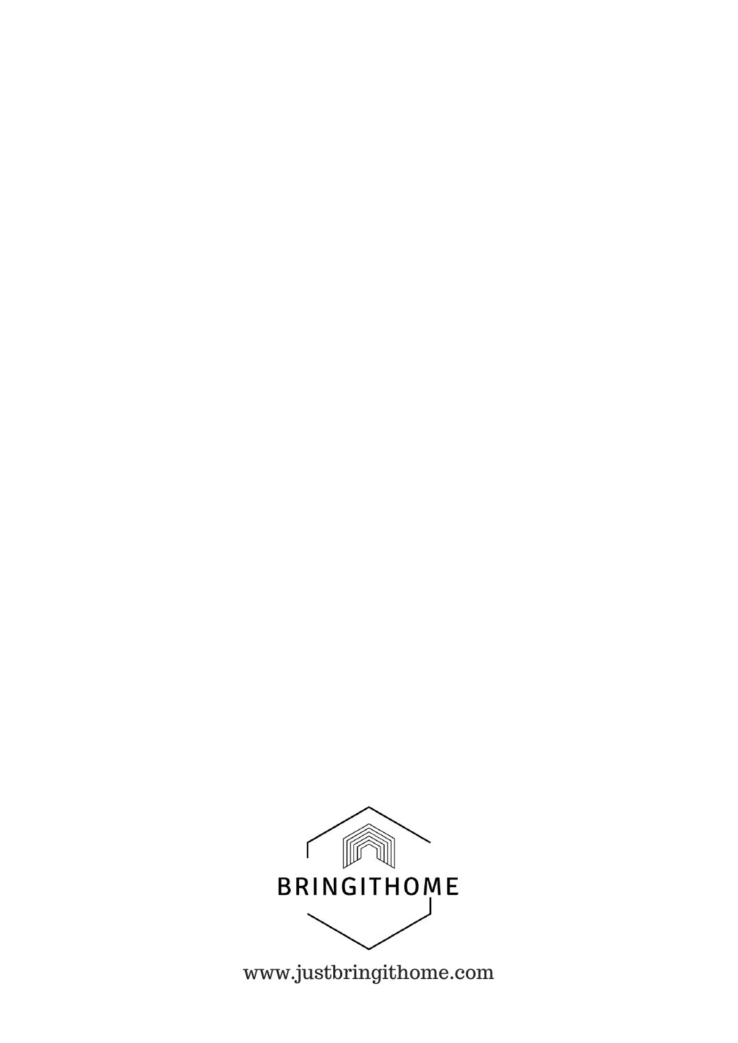BRINGITHOME

www.justbringithome.com